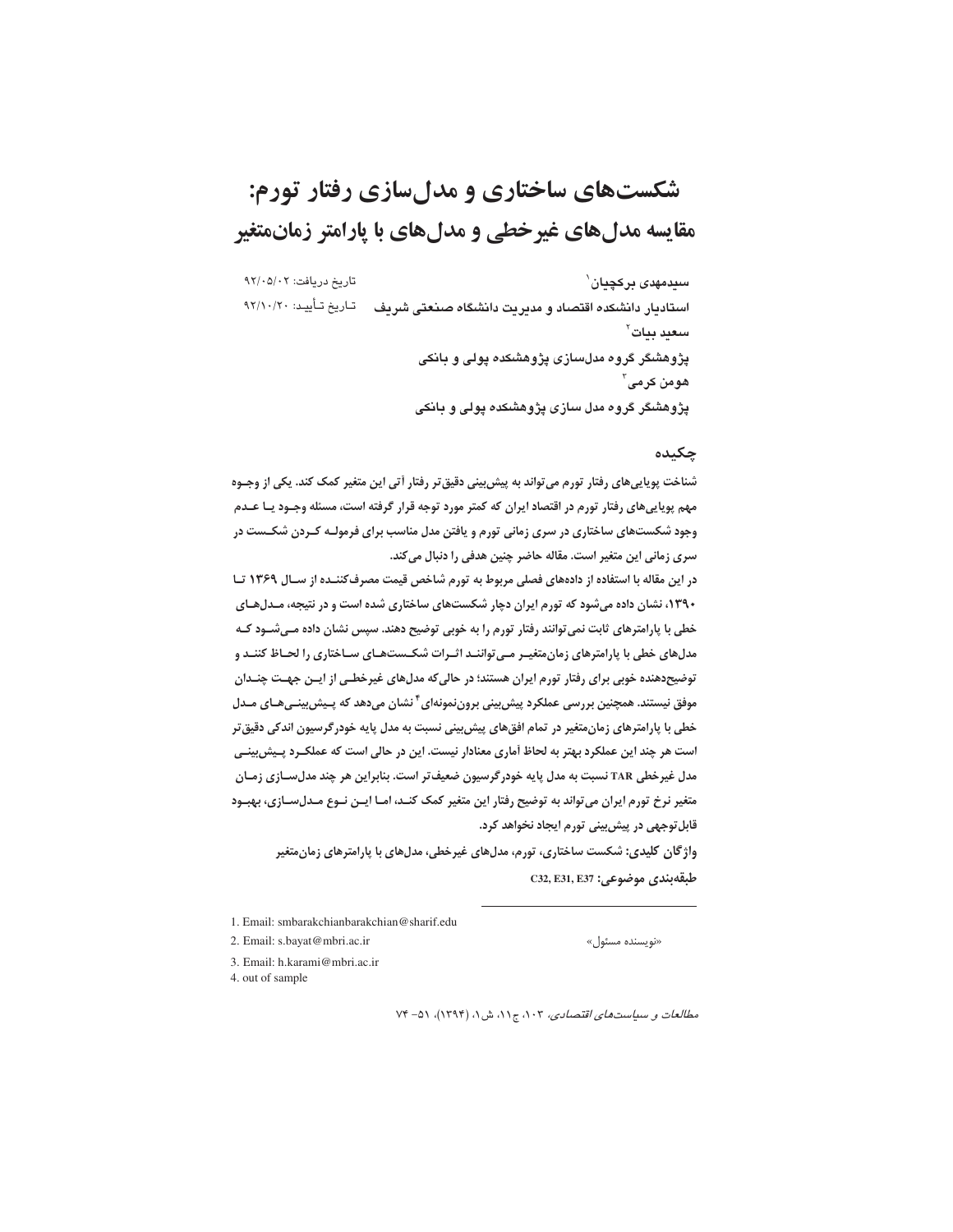# شکست‌های ساختاری و مدل‌سازی رفتار تورم: مقایسه مدل‌های غیرخطی و مدل‌های با پارامتر زمان‌متغیر

تاریخ دریافت: ۹۲/۰۵/۰۲

تاریخ تأیید: ۹۲/۱۰/۲۰

**سیدمهدی برکچیان**[1]
**استادیار دانشکده اقتصاد و مدیریت دانشگاه صنعتی شریف**

**سعید بیات**[2]
**پژوهشگر گروه مدلسازی پژوهشکده پولی و بانکی**

**هومن کرمی**[3]
**پژوهشگر گروه مدل سازی پژوهشکده پولی و بانکی**

## چکیده

شناخت پویایی‌های رفتار تورم می‌تواند به پیش‌بینی دقیق‌تر رفتار آتی این متغیر کمک کند. یکی از وجوه مهم پویایی‌های رفتار تورم در اقتصاد ایران که کمتر مورد توجه قرار گرفته است، مسئله وجود یا عدم وجود شکست‌های ساختاری در سری زمانی تورم و یافتن مدل مناسب برای فرموله کردن شکست در سری زمانی این متغیر است. مقاله حاضر چنین هدفی را دنبال می‌کند.

در این مقاله با استفاده از داده‌های فصلی مربوط به تورم شاخص قیمت مصرف‌کننده از سال ۱۳۶۹ تا ۱۳۹۰، نشان داده می‌شود که تورم ایران دچار چهار شکست‌های ساختاری شده است و در نتیجه، مدل‌های خطی با پارامترهای ثابت نمی‌توانند رفتار تورم را به خوبی توضیح دهند. سپس نشان داده می‌شود که مدل‌های خطی با پارامترهای زمان‌متغیر می‌توانند اثرات شکست‌های ساختاری را لحاظ کنند و توضیح‌دهنده خوبی برای رفتار تورم ایران هستند؛ در حالی‌که مدل‌های غیرخطی از این جهت چندان موفق نیستند. همچنین بررسی عملکرد پیش‌بینی برون‌نمونه‌ای[4] نشان می‌دهد که پیش‌بینی‌های مدل خطی با پارامترهای زمان‌متغیر در تمام افق‌های پیش‌بینی نسبت به مدل پایه خودرگرسیون اندکی دقیق‌تر است هر چند این عملکرد بهتر به لحاظ آماری معنادار نیست. این در حالی است که عملکرد پیش‌بینی مدل غیرخطی TAR نسبت به مدل پایه خودرگرسیون ضعیف‌تر است. بنابراین هر چند مدل‌سازی زمان متغیر نرخ تورم ایران می‌تواند به توضیح رفتار این متغیر کمک کند، اما این نوع مدل‌سازی، بهبود قابل‌توجهی در پیش‌بینی تورم ایجاد نخواهد کرد.

**واژگان کلیدی:** شکست ساختاری، تورم، مدل‌های غیرخطی، مدل‌های با پارامترهای زمان‌متغیر

**طبقه‌بندی موضوعی:** C32, E31, E37

---

1. Email: smbarakchianbarakchian@sharif.edu
2. Email: s.bayat@mbri.ac.ir
3. Email: h.karami@mbri.ac.ir
4. out of sample

«نویسنده مسئول»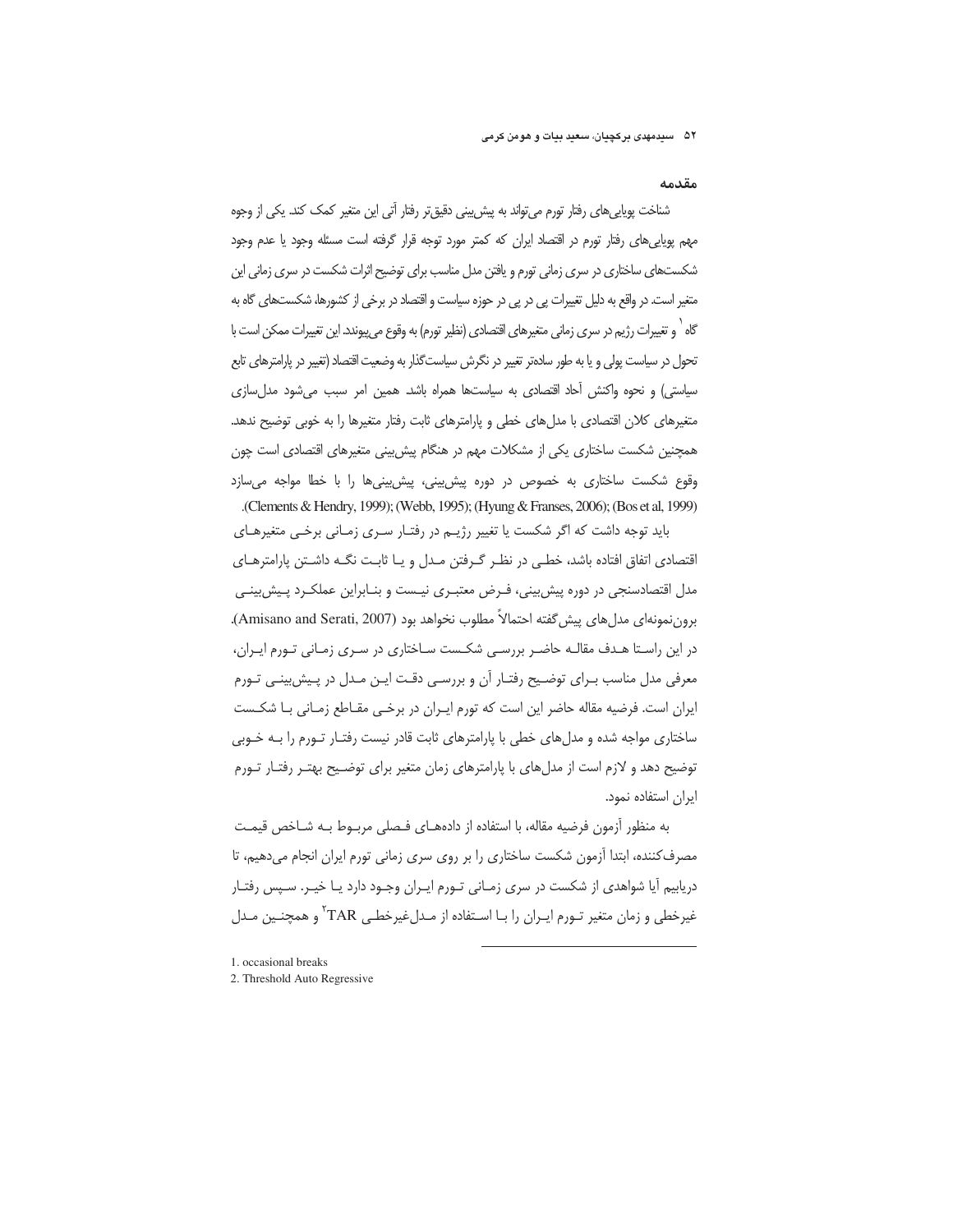## مقدمه

شناخت پویایی‌های رفتار تورم می‌تواند به پیش‌بینی دقیق‌تر رفتار آتی این متغیر کمک کند. یکی از وجوه مهم پویایی‌های رفتار تورم در اقتصاد ایران که کمتر مورد توجه قرار گرفته است مسئله وجود یا عدم وجود شکست‌های ساختاری در سری زمانی تورم و یافتن مدل مناسب برای توضیح اثرات شکست در سری زمانی این متغیر است. در واقع به دلیل تغییرات پی در پی در حوزه سیاست و اقتصاد در برخی از کشورها، شکست‌های گاه به گاه[1] و تغییرات رژیم در سری زمانی متغیرهای اقتصادی (نظیر تورم) به وقوع می‌پیوندد. این تغییرات ممکن است با تحول در سیاست پولی و یا به طور ساده‌تر تغییر در نگرش سیاست‌گذار به وضعیت اقتصاد (تغییر در پارامترهای تابع سیاستی) و نحوه واکنش آحاد اقتصادی به سیاست‌ها همراه باشد. همین امر سبب می‌شود مدل‌سازی متغیرهای کلان اقتصادی با مدل‌های خطی و پارامترهای ثابت رفتار متغیرها را به خوبی توضیح ندهد. همچنین شکست ساختاری یکی از مشکلات مهم در هنگام پیش‌بینی متغیرهای اقتصادی است چون وقوع شکست ساختاری به خصوص در دوره پیش‌بینی، پیش‌بینی‌ها را با خطا مواجه می‌سازد (Clements & Hendry, 1999); (Webb, 1995); (Hyung & Franses, 2006); (Bos et al, 1999).

باید توجه داشت که اگر شکست یا تغییر رژیم در رفتار سری زمانی برخی متغیرهای اقتصادی اتفاق افتاده باشد، خطی در نظر گرفتن مدل و یا ثابت نگه داشتن پارامترهای مدل اقتصادسنجی در دوره پیش‌بینی، فرض معتبری نیست و بنابراین عملکرد پیش‌بینی برون‌نمونه‌ای مدل‌های پیش‌گفته احتمالاً مطلوب نخواهد بود (Amisano and Serati, 2007). در این راستا هدف مقاله حاضر بررسی شکست ساختاری در سری زمانی تورم ایران، معرفی مدل مناسب برای توضیح رفتار آن و بررسی دقت این مدل در پیش‌بینی تورم ایران است. فرضیه مقاله حاضر این است که تورم ایران در برخی مقاطع زمانی با شکست ساختاری مواجه شده و مدل‌های خطی با پارامترهای ثابت قادر نیست رفتار تورم را به خوبی توضیح دهد و لازم است از مدل‌های با پارامترهای زمان متغیر برای توضیح بهتر رفتار تورم ایران استفاده نمود.

به منظور آزمون فرضیه مقاله، با استفاده از داده‌های فصلی مربوط به شاخص قیمت مصرف‌کننده، ابتدا آزمون شکست ساختاری را بر روی سری زمانی تورم ایران انجام می‌دهیم، تا دریابیم آیا شواهدی از شکست در سری زمانی تورم ایران وجود دارد یا خیر. سپس رفتار غیرخطی و زمان متغیر تورم ایران را با استفاده از مدل‌غیرخطی TAR[2] و همچنین مدل

1. occasional breaks
2. Threshold Auto Regressive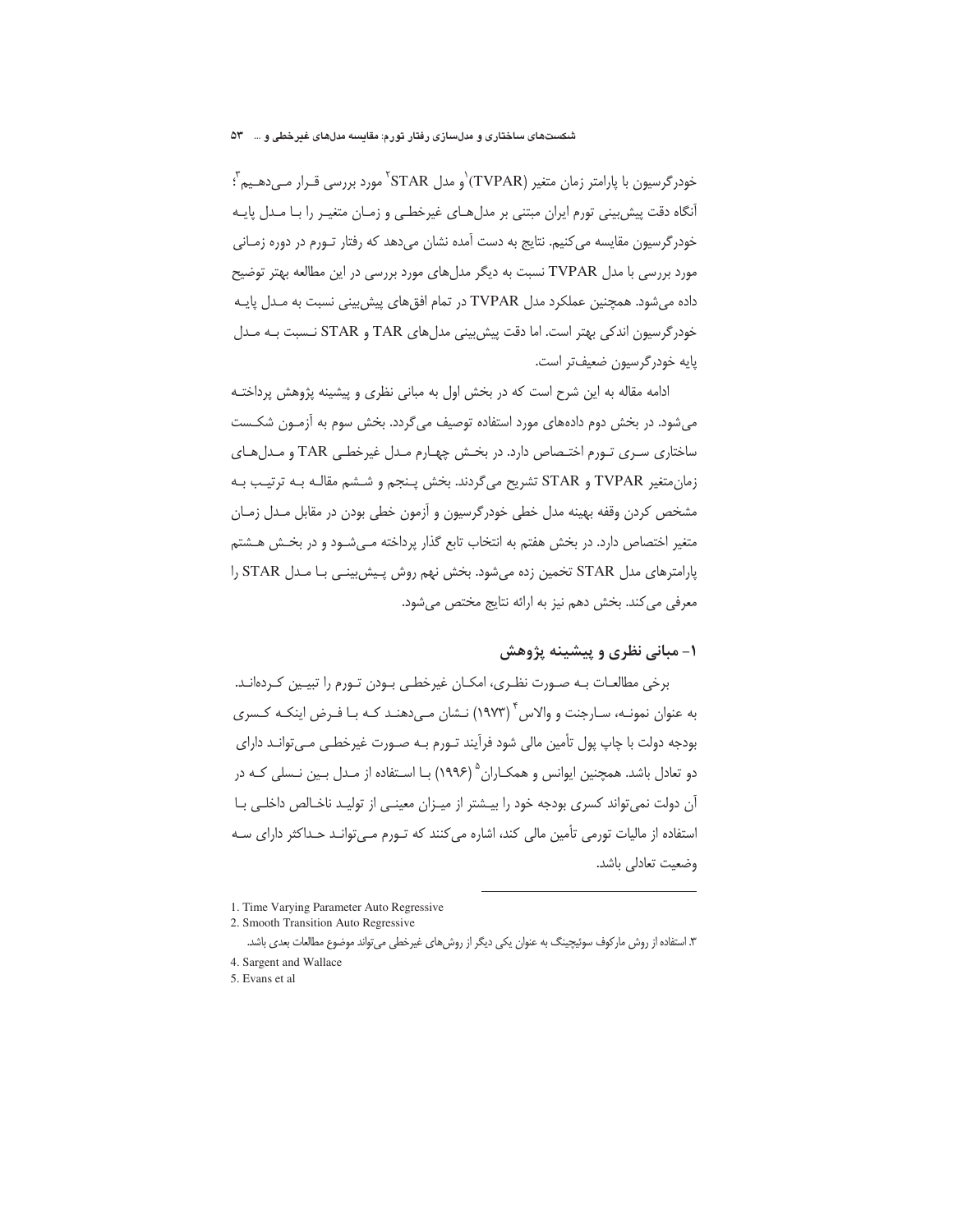خودرگرسیون با پارامتر زمان متغیر (TVPAR)[1] و مدل STAR[2] مورد بررسی قرار می‌دهیم[3]؛ آنگاه دقت پیش‌بینی تورم ایران مبتنی بر مدل‌های غیرخطی و زمان متغیر را با مدل پایه خودرگرسیون مقایسه می‌کنیم. نتایج به دست آمده نشان می‌دهد که رفتار تورم در دوره زمانی مورد بررسی با مدل TVPAR نسبت به دیگر مدل‌های مورد بررسی در این مطالعه بهتر توضیح داده می‌شود. همچنین عملکرد مدل TVPAR در تمام افق‌های پیش‌بینی نسبت به مدل پایه خودرگرسیون اندکی بهتر است. اما دقت پیش‌بینی مدل‌های TAR و STAR نسبت به مدل پایه خودرگرسیون ضعیف‌تر است.

ادامه مقاله به این شرح است که در بخش اول به مبانی نظری و پیشینه پژوهش پرداخته می‌شود. در بخش دوم داده‌های مورد استفاده توصیف می‌گردد. بخش سوم به آزمون شکست ساختاری سری تورم اختصاص دارد. در بخش چهارم مدل غیرخطی TAR و مدل‌های زمان‌متغیر TVPAR و STAR تشریح می‌گردند. بخش پنجم و ششم مقاله به ترتیب به مشخص کردن وقفه بهینه مدل خطی خودرگرسیون و آزمون خطی بودن در مقابل مدل زمان متغیر اختصاص دارد. در بخش هفتم به انتخاب تابع گذار پرداخته می‌شود و در بخش هشتم پارامترهای مدل STAR تخمین زده می‌شود. بخش نهم روش پیش‌بینی با مدل STAR را معرفی می‌کند. بخش دهم نیز به ارائه نتایج مختص می‌شود.

## ۱- مبانی نظری و پیشینه پژوهش

برخی مطالعات به صورت نظری، امکان غیرخطی بودن تورم را تبیین کرده‌اند. به عنوان نمونه، سارجنت و والاس[4] (۱۹۷۳) نشان می‌دهند که با فرض اینکه کسری بودجه دولت با چاپ پول تأمین مالی شود فرآیند تورم به صورت غیرخطی می‌تواند دارای دو تعادل باشد. همچنین ایوانس و همکاران[5] (۱۹۹۶) با استفاده از مدل بین نسلی که در آن دولت نمی‌تواند کسری بودجه خود را بیشتر از میزان معینی از تولید ناخالص داخلی با استفاده از مالیات تورمی تأمین مالی کند، اشاره می‌کنند که تورم می‌تواند حداکثر دارای سه وضعیت تعادلی باشد.

---

1. Time Varying Parameter Auto Regressive
2. Smooth Transition Auto Regressive
3. استفاده از روش مارکوف سوئیچینگ به عنوان یکی دیگر از روش‌های غیرخطی می‌تواند موضوع مطالعات بعدی باشد.
4. Sargent and Wallace
5. Evans et al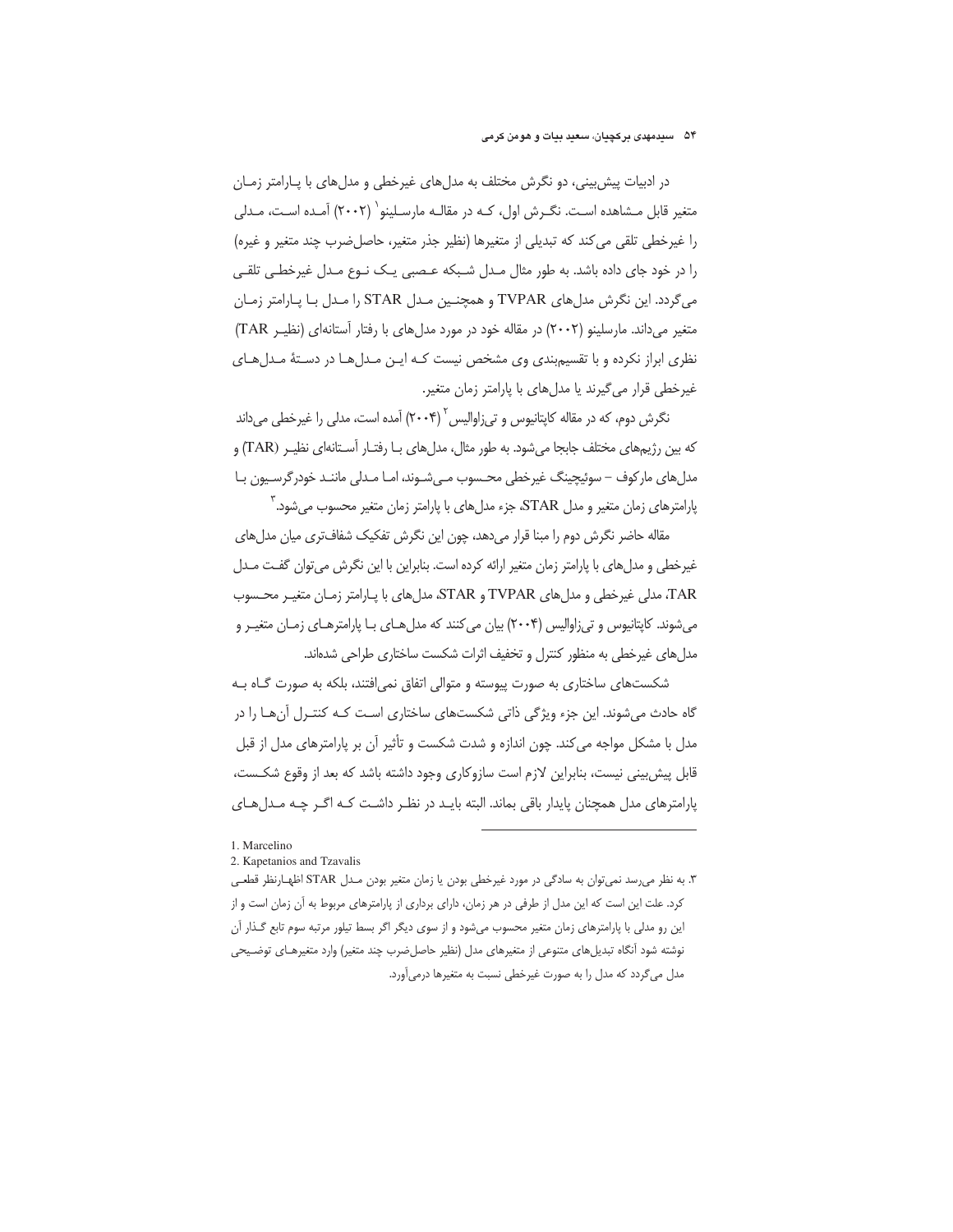در ادبیات پیش‌بینی، دو نگرش مختلف به مدل‌های غیرخطی و مدل‌های با پارامتر زمان متغیر قابل مشاهده است. نگرش اول، که در مقاله مارسلینو[1] (۲۰۰۲) آمده است، مدلی را غیرخطی تلقی می‌کند که تبدیلی از متغیرها (نظیر جذر متغیر، حاصل‌ضرب چند متغیر و غیره) را در خود جای داده باشد. به طور مثال مدل شبکه عصبی یک نوع مدل غیرخطی تلقی می‌گردد. این نگرش مدل‌های TVPAR و همچنین مدل STAR را مدل با پارامتر زمان متغیر می‌داند. مارسلینو (۲۰۰۲) در مقاله خود در مورد مدل‌های با رفتار آستانه‌ای (نظیر TAR) نظری ابراز نکرده و با تقسیم‌بندی وی مشخص نیست که این مدل‌ها در دستهٔ مدل‌های غیرخطی قرار می‌گیرند یا مدل‌های با پارامتر زمان متغیر.

نگرش دوم، که در مقاله کاپتانیوس و تی‌زاوالیس[2] (۲۰۰۴) آمده است، مدلی را غیرخطی می‌داند که بین رژیم‌های مختلف جابجا می‌شود. به طور مثال، مدل‌های با رفتار آستانه‌ای نظیر (TAR) و مدل‌های مارکوف – سوئیچینگ غیرخطی محسوب می‌شوند، اما مدلی مانند خودرگرسیون با پارامترهای زمان متغیر و مدل STAR، جزء مدل‌های با پارامتر زمان متغیر محسوب می‌شود.[3]

مقاله حاضر نگرش دوم را مبنا قرار می‌دهد، چون این نگرش تفکیک شفاف‌تری میان مدل‌های غیرخطی و مدل‌های با پارامتر زمان متغیر ارائه کرده است. بنابراین با این نگرش می‌توان گفت مدل TAR، مدلی غیرخطی و مدل‌های TVPAR و STAR، مدل‌های با پارامتر زمان متغیر محسوب می‌شوند. کاپتانیوس و تی‌زاوالیس (۲۰۰۴) بیان می‌کنند که مدل‌های با پارامترهای زمان متغیر و مدل‌های غیرخطی به منظور کنترل و تخفیف اثرات شکست ساختاری طراحی شده‌اند.

شکست‌های ساختاری به صورت پیوسته و متوالی اتفاق نمی‌افتند، بلکه به صورت گاه به گاه حادث می‌شوند. این جزء ویژگی ذاتی شکست‌های ساختاری است که کنترل آن‌ها را در مدل با مشکل مواجه می‌کند. چون اندازه و شدت شکست و تأثیر آن بر پارامترهای مدل از قبل قابل پیش‌بینی نیست، بنابراین لازم است سازوکاری وجود داشته باشد که بعد از وقوع شکست، پارامترهای مدل همچنان پایدار باقی بماند. البته باید در نظر داشت که اگر چه مدل‌های

---

1. Marcelino

2. Kapetanios and Tzavalis

۳. به نظر می‌رسد نمی‌توان به سادگی در مورد غیرخطی بودن یا زمان متغیر بودن مدل STAR اظهارنظر قطعی کرد. علت این است که این مدل از طرفی در هر زمان، دارای برداری از پارامترهای مربوط به آن زمان است و از این رو مدلی با پارامترهای زمان متغیر محسوب می‌شود و از سوی دیگر اگر بسط تیلور مرتبه سوم تابع گذار آن نوشته شود آنگاه تبدیل‌های متنوعی از متغیرهای مدل (نظیر حاصل‌ضرب چند متغیر) وارد متغیرهای توضیحی مدل می‌گردد که مدل را به صورت غیرخطی نسبت به متغیرها درمی‌آورد.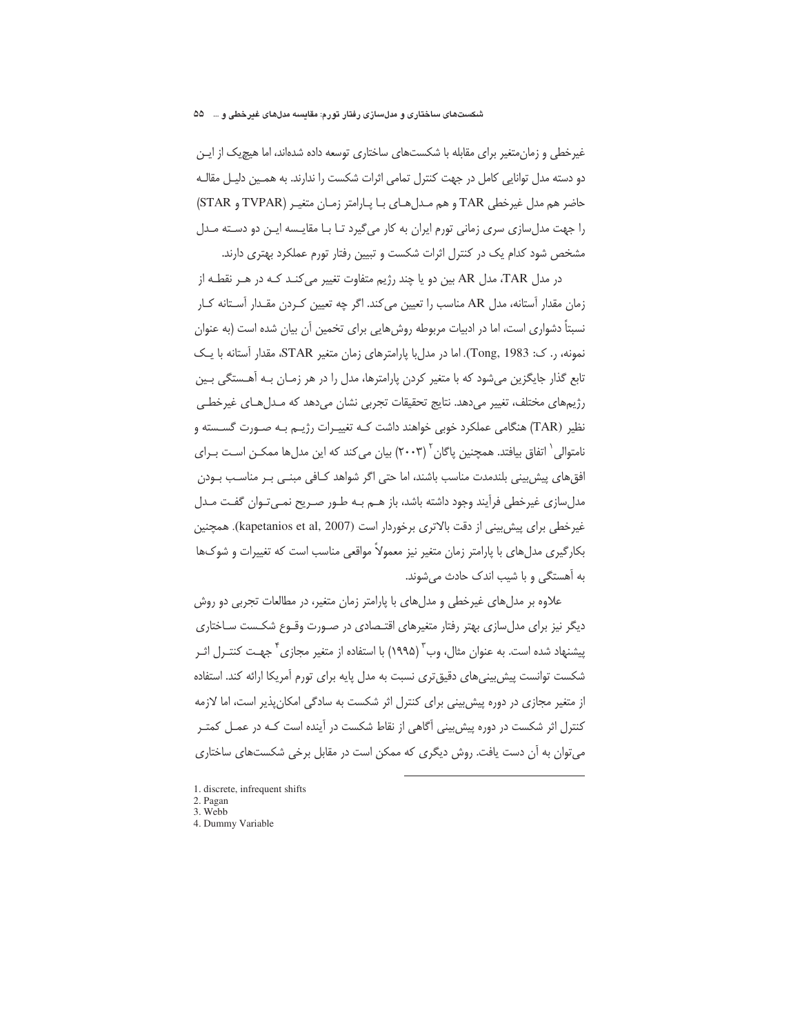غیرخطی و زمان‌متغیر برای مقابله با شکست‌های ساختاری توسعه داده شده‌اند، اما هیچیک از این دو دسته مدل توانایی کامل در جهت کنترل تمامی اثرات شکست را ندارند. به همین دلیل مقاله حاضر هم مدل غیرخطی TAR و هم مدل‌های با پارامتر زمان متغیر (TVPAR و STAR) را جهت مدل‌سازی سری زمانی تورم ایران به کار می‌گیرد تا با مقایسه این دو دسته مدل مشخص شود کدام یک در کنترل اثرات شکست و تبیین رفتار تورم عملکرد بهتری دارند.

در مدل TAR، مدل AR بین دو یا چند رژیم متفاوت تغییر می‌کند که در هر نقطه از زمان مقدار آستانه، مدل AR مناسب را تعیین می‌کند. اگر چه تعیین کردن مقدار آستانه کار نسبتاً دشواری است، اما در ادبیات مربوطه روش‌هایی برای تخمین آن بیان شده است (به عنوان نمونه، ر. ک: Tong, 1983). اما در مدل‌با پارامترهای زمان متغیر STAR، مقدار آستانه با یک تابع گذار جایگزین می‌شود که با متغیر کردن پارامترها، مدل را در هر زمان به آهستگی بین رژیم‌های مختلف، تغییر می‌دهد. نتایج تحقیقات تجربی نشان می‌دهد که مدل‌های غیرخطی نظیر (TAR) هنگامی عملکرد خوبی خواهند داشت که تغییرات رژیم به صورت گسسته و نامتوالی[1] اتفاق بیافتد. همچنین پاگان[2] (۲۰۰۳) بیان می‌کند که این مدل‌ها ممکن است برای افق‌های پیش‌بینی بلندمدت مناسب باشند، اما حتی اگر شواهد کافی مبنی بر مناسب بودن مدل‌سازی غیرخطی فرآیند وجود داشته باشد، باز هم به طور صریح نمی‌توان گفت مدل غیرخطی برای پیش‌بینی از دقت بالاتری برخوردار است (kapetanios et al, 2007). همچنین بکارگیری مدل‌های با پارامتر زمان متغیر نیز معمولاً مواقعی مناسب است که تغییرات و شوک‌ها به آهستگی و با شیب اندک حادث می‌شوند.

علاوه بر مدل‌های غیرخطی و مدل‌های با پارامتر زمان متغیر، در مطالعات تجربی دو روش دیگر نیز برای مدل‌سازی بهتر رفتار متغیرهای اقتصادی در صورت وقوع شکست ساختاری پیشنهاد شده است. به عنوان مثال، وب[3] (۱۹۹۵) با استفاده از متغیر مجازی[4] جهت کنترل اثر شکست توانست پیش‌بینی‌های دقیق‌تری نسبت به مدل پایه برای تورم آمریکا ارائه کند. استفاده از متغیر مجازی در دوره پیش‌بینی برای کنترل اثر شکست به سادگی امکان‌پذیر است، اما لازمه کنترل اثر شکست در دوره پیش‌بینی آگاهی از نقاط شکست در آینده است که در عمل کمتر می‌توان به آن دست یافت. روش دیگری که ممکن است در مقابل برخی شکست‌های ساختاری

1. discrete, infrequent shifts
2. Pagan
3. Webb
4. Dummy Variable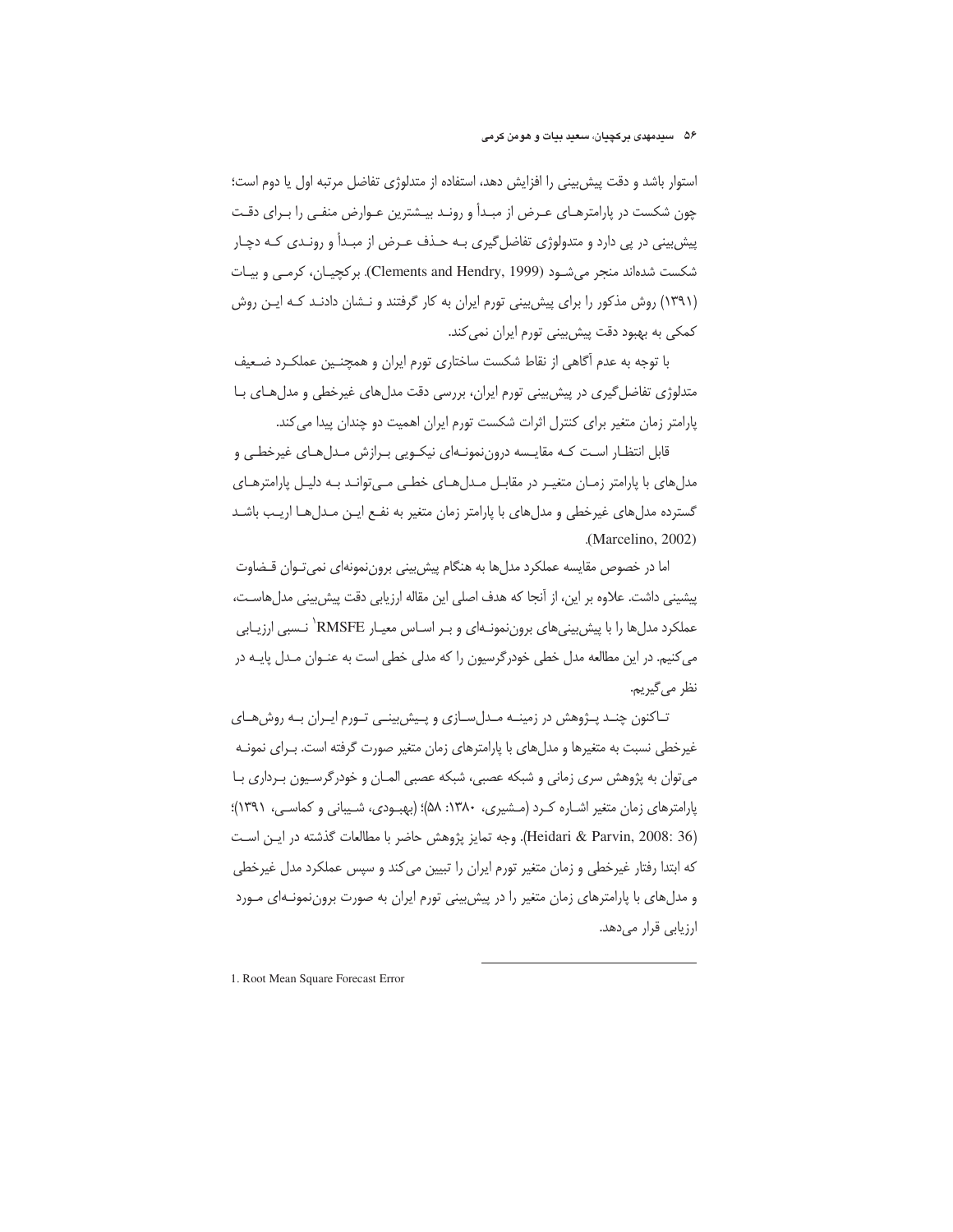استوار باشد و دقت پیش‌بینی را افزایش دهد، استفاده از متدلوژی تفاضل مرتبه اول یا دوم است؛ چون شکست در پارامترهای عرض از مبدأ و روند بیشترین عوارض منفی را برای دقت پیش‌بینی در پی دارد و متدولوژی تفاضل‌گیری به حذف عرض از مبدأ و روندی که دچار شکست شده‌اند منجر می‌شود (Clements and Hendry, 1999). برکچیان، کرمی و بیات (۱۳۹۱) روش مذکور را برای پیش‌بینی تورم ایران به کار گرفتند و نشان دادند که این روش کمکی به بهبود دقت پیش‌بینی تورم ایران نمی‌کند.

با توجه به عدم آگاهی از نقاط شکست ساختاری تورم ایران و همچنین عملکرد ضعیف متدلوژی تفاضل‌گیری در پیش‌بینی تورم ایران، بررسی دقت مدل‌های غیرخطی و مدل‌های با پارامتر زمان متغیر برای کنترل اثرات شکست تورم ایران اهمیت دو چندان پیدا می‌کند.

قابل انتظار است که مقایسه درون‌نمونه‌ای نیکویی برازش مدل‌های غیرخطی و مدل‌های با پارامتر زمان متغیر در مقابل مدل‌های خطی می‌تواند به دلیل پارامترهای گسترده مدل‌های غیرخطی و مدل‌های با پارامتر زمان متغیر به نفع این مدل‌ها اریب باشد (Marcelino, 2002).

اما در خصوص مقایسه عملکرد مدل‌ها به هنگام پیش‌بینی برون‌نمونه‌ای نمی‌توان قضاوت پیشینی داشت. علاوه بر این، از آنجا که هدف اصلی این مقاله ارزیابی دقت پیش‌بینی مدل‌هاست، عملکرد مدل‌ها را با پیش‌بینی‌های برون‌نمونه‌ای و بر اساس معیار RMSFE[1] نسبی ارزیابی می‌کنیم. در این مطالعه مدل خطی خودرگرسیون را که مدلی خطی است به عنوان مدل پایه در نظر می‌گیریم.

تاکنون چند پژوهش در زمینه مدل‌سازی و پیش‌بینی تورم ایران به روش‌های غیرخطی نسبت به متغیرها و مدل‌های با پارامترهای زمان متغیر صورت گرفته است. برای نمونه می‌توان به پژوهش سری زمانی و شبکه عصبی، شبکه عصبی المان و خودرگرسیون برداری با پارامترهای زمان متغیر اشاره کرد (مشیری، ۱۳۸۰: ۵۸)؛ (بهبودی، شیبانی و کماسی، ۱۳۹۱)؛ (Heidari & Parvin, 2008: 36). وجه تمایز پژوهش حاضر با مطالعات گذشته در این است که ابتدا رفتار غیرخطی و زمان متغیر تورم ایران را تبیین می‌کند و سپس عملکرد مدل غیرخطی و مدل‌های با پارامترهای زمان متغیر را در پیش‌بینی تورم ایران به صورت برون‌نمونه‌ای مورد ارزیابی قرار می‌دهد.

---

1. Root Mean Square Forecast Error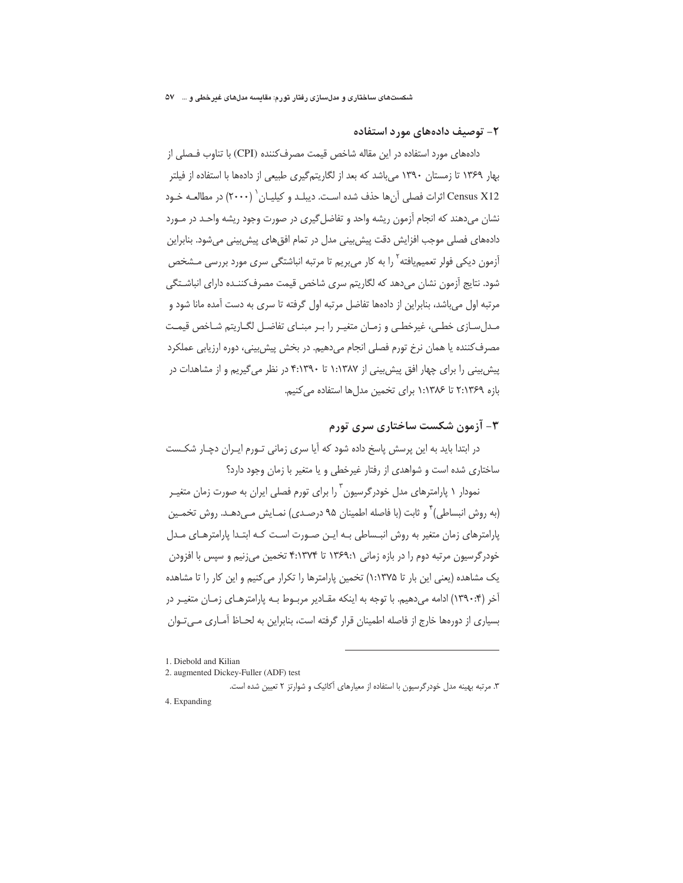## ۲- توصیف داده‌های مورد استفاده

داده‌های مورد استفاده در این مقاله شاخص قیمت مصرف‌کننده (CPI) با تناوب فصلی از بهار ۱۳۶۹ تا زمستان ۱۳۹۰ می‌باشد که بعد از لگاریتم‌گیری طبیعی از داده‌ها با استفاده از فیلتر Census X12 اثرات فصلی آن‌ها حذف شده است. دیبلد و کیلیان[1] (۲۰۰۰) در مطالعه خود نشان می‌دهند که انجام آزمون ریشه واحد و تفاضل‌گیری در صورت وجود ریشه واحد در مورد داده‌های فصلی موجب افزایش دقت پیش‌بینی مدل در تمام افق‌های پیش‌بینی می‌شود. بنابراین آزمون دیکی فولر تعمیم‌یافته[2] را به کار می‌بریم تا مرتبه انباشتگی سری مورد بررسی مشخص شود. نتایج آزمون نشان می‌دهد که لگاریتم سری شاخص قیمت مصرف‌کننده دارای انباشتگی مرتبه اول می‌باشد، بنابراین از داده‌ها تفاضل مرتبه اول گرفته تا سری به دست آمده مانا شود و مدل‌سازی خطی، غیرخطی و زمان متغیر را بر مبنای تفاضل لگاریتم شاخص قیمت مصرف‌کننده یا همان نرخ تورم فصلی انجام می‌دهیم. در بخش پیش‌بینی، دوره ارزیابی عملکرد پیش‌بینی را برای چهار افق پیش‌بینی از ۱:۱۳۸۷ تا ۴:۱۳۹۰ در نظر می‌گیریم و از مشاهدات در بازه ۲:۱۳۶۹ تا ۱:۱۳۸۶ برای تخمین مدل‌ها استفاده می‌کنیم.

## ۳- آزمون شکست ساختاری سری تورم

در ابتدا باید به این پرسش پاسخ داده شود که آیا سری زمانی تورم ایران دچار شکست ساختاری شده است و شواهدی از رفتار غیرخطی و یا متغیر با زمان وجود دارد؟

نمودار ۱ پارامترهای مدل خودرگرسیون[3] را برای تورم فصلی ایران به صورت زمان متغیر (به روش انبساطی)[4] و ثابت (با فاصله اطمینان ۹۵ درصدی) نمایش می‌دهد. روش تخمین پارامترهای زمان متغیر به روش انبساطی به این صورت است که ابتدا پارامترهای مدل خودرگرسیون مرتبه دوم را در بازه زمانی ۱۳۶۹:۱ تا ۴:۱۳۷۴ تخمین می‌زنیم و سپس با افزودن یک مشاهده (یعنی این بار تا ۱:۱۳۷۵) تخمین پارامترها را تکرار می‌کنیم و این کار را تا مشاهده آخر (۱۳۹۰:۴) ادامه می‌دهیم. با توجه به اینکه مقادیر مربوط به پارامترهای زمان متغیر در بسیاری از دوره‌ها خارج از فاصله اطمینان قرار گرفته است، بنابراین به لحاظ آماری می‌توان

---

1. Diebold and Kilian
2. augmented Dickey-Fuller (ADF) test
3. مرتبه بهینه مدل خودرگرسیون با استفاده از معیارهای آکائیک و شوارتز ۲ تعیین شده است.
4. Expanding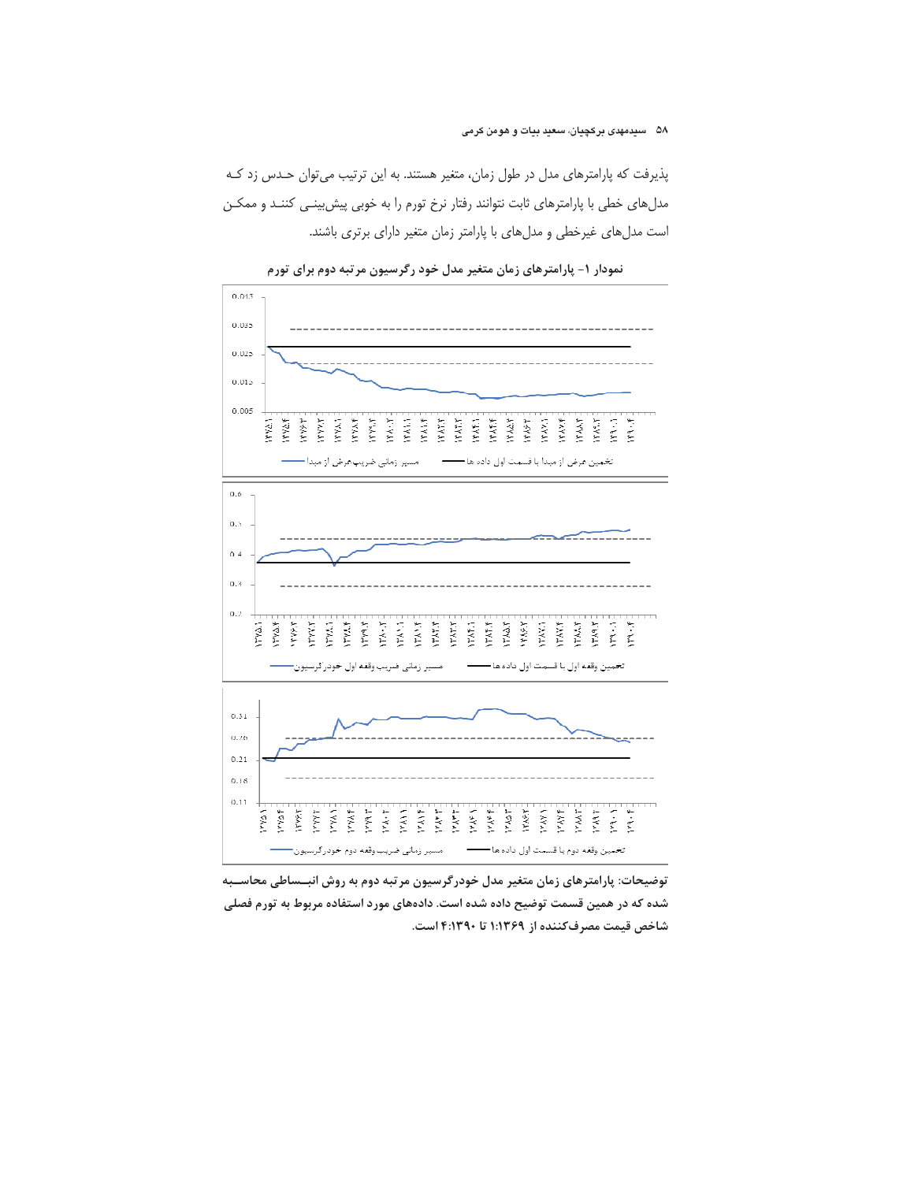پذیرفت که پارامترهای مدل در طول زمان، متغیر هستند. به این ترتیب می‌توان حدس زد که مدل‌های خطی با پارامترهای ثابت نتوانند رفتار نرخ تورم را به خوبی پیش‌بینی کنند و ممکن است مدل‌های غیرخطی و مدل‌های با پارامتر زمان متغیر دارای برتری باشند.

**نمودار ۱- پارامترهای زمان متغیر مدل خود رگرسیون مرتبه دوم برای تورم**

**توضیحات: پارامترهای زمان متغیر مدل خودرگرسیون مرتبه دوم به روش انبساطی محاسبه شده که در همین قسمت توضیح داده شده است. داده‌های مورد استفاده مربوط به تورم فصلی شاخص قیمت مصرف‌کننده از ۱۳۶۹:۱ تا ۱۳۹۰:۴ است.**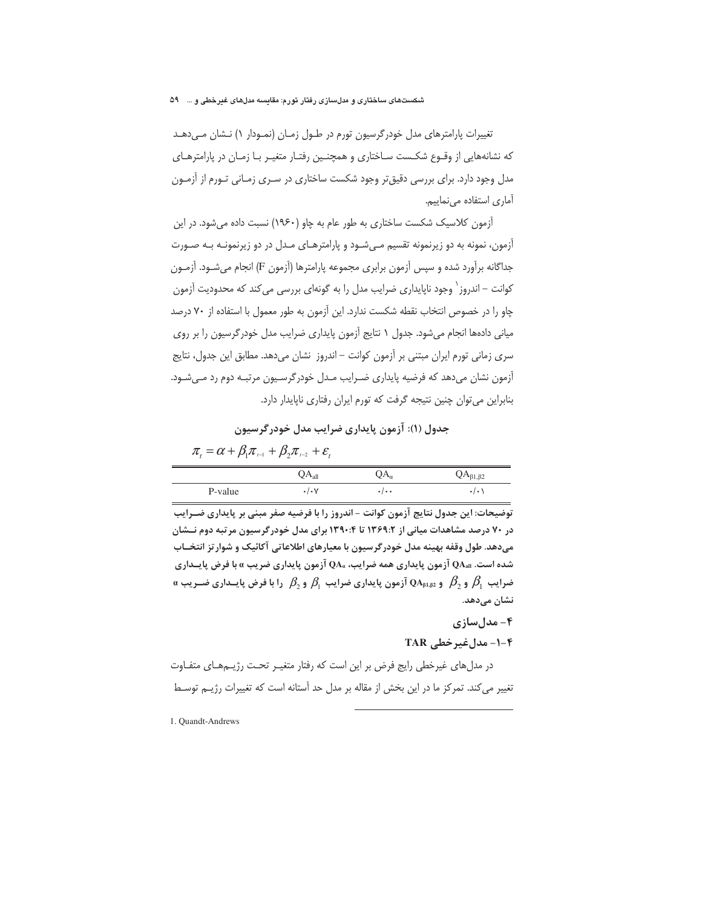تغییرات پارامترهای مدل خودرگرسیون تورم در طول زمان (نمودار ۱) نشان می‌دهد که نشانه‌هایی از وقوع شکست ساختاری و همچنین رفتار متغیر با زمان در پارامترهای مدل وجود دارد. برای بررسی دقیق‌تر وجود شکست ساختاری در سری زمانی تورم از آزمون آماری استفاده می‌نماییم.

آزمون کلاسیک شکست ساختاری به طور عام به چاو (۱۹۶۰) نسبت داده می‌شود. در این آزمون، نمونه به دو زیرنمونه تقسیم می‌شود و پارامترهای مدل در دو زیرنمونه به صورت جداگانه برآورد شده و سپس آزمون برابری مجموعه پارامترها (آزمون F) انجام می‌شود. آزمون کوانت – اندروز[1] وجود ناپایداری ضرایب مدل را به گونه‌ای بررسی می‌کند که محدودیت آزمون چاو را در خصوص انتخاب نقطه شکست ندارد. این آزمون به طور معمول با استفاده از ۷۰ درصد میانی داده‌ها انجام می‌شود. جدول ۱ نتایج آزمون پایداری ضرایب مدل خودرگرسیون را بر روی سری زمانی تورم ایران مبتنی بر آزمون کوانت – اندروز نشان می‌دهد. مطابق این جدول، نتایج آزمون نشان می‌دهد که فرضیه پایداری ضرایب مدل خودرگرسیون مرتبه دوم رد می‌شود. بنابراین می‌توان چنین نتیجه گرفت که تورم ایران رفتاری ناپایدار دارد.

**جدول (۱): آزمون پایداری ضرایب مدل خودرگرسیون**

$$\pi_t = \alpha + \beta_1 \pi_{t-1} + \beta_2 \pi_{t-2} + \varepsilon_t$$

| | $QA_{all}$ | $QA_{\alpha}$ | $QA_{\beta_1,\beta_2}$ |
|---|---|---|---|
| P-value | ۰/۰۷ | ۰/۰۰ | ۰/۰۱ |

**توضیحات: این جدول نتایج آزمون کوانت – اندروز را با فرضیه صفر مبنی بر پایداری ضرایب در ۷۰ درصد مشاهدات میانی از ۱۳۶۹:۲ تا ۱۳۹۰:۴ برای مدل خودرگرسیون مرتبه دوم نشان می‌دهد. طول وقفه بهینه مدل خودرگرسیون با معیارهای اطلاعاتی آکائیک و شوارتز انتخاب شده است. $QA_{all}$ آزمون پایداری همه ضرایب، $QA_{\alpha}$ آزمون پایداری ضریب α با فرض پایداری ضرایب $\beta_1$ و $\beta_2$ و $QA_{\beta_1,\beta_2}$ آزمون پایداری ضرایب $\beta_1$ و $\beta_2$ را با فرض پایداری ضریب α نشان می‌دهد.**

## ۴- مدل‌سازی

### ۴-۱- مدل‌غیرخطی TAR

در مدل‌های غیرخطی رایج فرض بر این است که رفتار متغیر تحت رژیم‌های متفاوت تغییر می‌کند. تمرکز ما در این بخش از مقاله بر مدل حد آستانه است که تغییرات رژیم توسط

---

1. Quandt-Andrews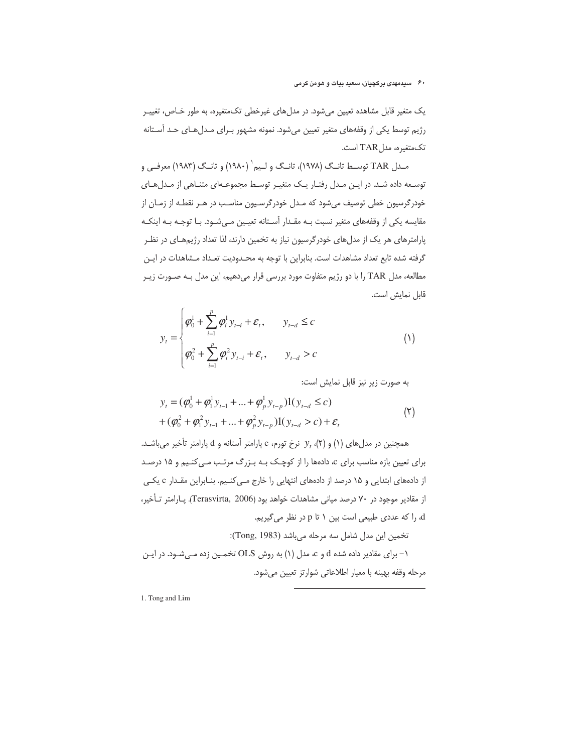یک متغیر قابل مشاهده تعیین می‌شود. در مدل‌های غیرخطی تک‌متغیره، به طور خاص، تغییر رژیم توسط یکی از وقفه‌های متغیر تعیین می‌شود. نمونه مشهور برای مدل‌های حد آستانه تک‌متغیره، مدل TAR است.

مدل TAR توسط تانگ (۱۹۷۸)، تانگ و لیم[1] (۱۹۸۰) و تانگ (۱۹۸۳) معرفی و توسعه داده شد. در این مدل رفتار یک متغیر توسط مجموعه‌ای متناهی از مدل‌های خودرگرسیون خطی توصیف می‌شود که مدل خودرگرسیون مناسب در هر نقطه از زمان از مقایسه یکی از وقفه‌های متغیر نسبت به مقدار آستانه تعیین می‌شود. با توجه به اینکه پارامترهای هر یک از مدل‌های خودرگرسیون نیاز به تخمین دارند، لذا تعداد رژیم‌های در نظر گرفته شده تابع تعداد مشاهدات است. بنابراین با توجه به محدودیت تعداد مشاهدات در این مطالعه، مدل TAR را با دو رژیم متفاوت مورد بررسی قرار می‌دهیم، این مدل به صورت زیر قابل نمایش است.

$$y_t = \begin{cases} \varphi_0^1 + \sum_{i=1}^{p} \varphi_i^1 y_{t-i} + \varepsilon_t, & y_{t-d} \le c \\ \varphi_0^2 + \sum_{i=1}^{p} \varphi_i^2 y_{t-i} + \varepsilon_t, & y_{t-d} > c \end{cases} \qquad (1)$$

به صورت زیر نیز قابل نمایش است:

$$\begin{aligned} y_t &= (\varphi_0^1 + \varphi_1^1 y_{t-1} + \ldots + \varphi_p^1 y_{t-p}) 1(y_{t-d} \le c) \\ &+ (\varphi_0^2 + \varphi_1^2 y_{t-1} + \ldots + \varphi_p^2 y_{t-p}) 1(y_{t-d} > c) + \varepsilon_t \end{aligned} \qquad (2)$$

همچنین در مدل‌های (۱) و (۲)، $y_t$ نرخ تورم، c پارامتر آستانه و d پارامتر تأخیر می‌باشد. برای تعیین بازه مناسب برای c، داده‌ها را از کوچک به بزرگ مرتب می‌کنیم و ۱۵ درصد از داده‌های ابتدایی و ۱۵ درصد از داده‌های انتهایی را خارج می‌کنیم. بنابراین مقدار c یکی از مقادیر موجود در ۷۰ درصد میانی مشاهدات خواهد بود (Terasvirta, 2006). پارامتر تأخیر، d، را که عددی طبیعی است بین ۱ تا p در نظر می‌گیریم.

تخمین این مدل شامل سه مرحله می‌باشد (Tong, 1983):

۱- برای مقادیر داده شده d و c، مدل (۱) به روش OLS تخمین زده می‌شود. در این مرحله وقفه بهینه با معیار اطلاعاتی شوارتز تعیین می‌شود.

---

1. Tong and Lim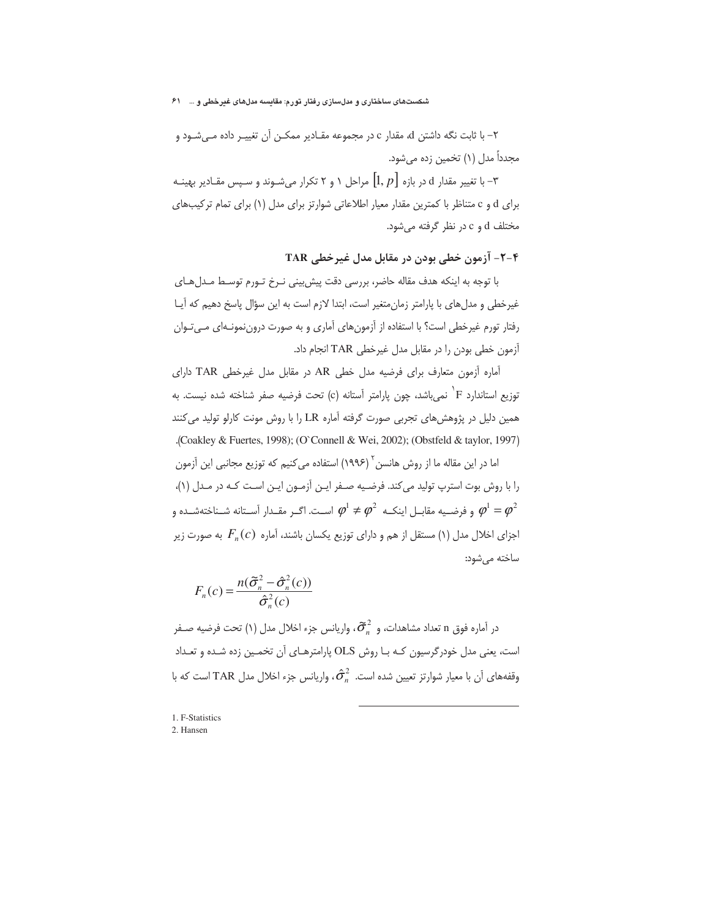۲- با ثابت نگه داشتن d، مقدار c در مجموعه مقادیر ممکن آن تغییر داده می‌شود و مجدداً مدل (۱) تخمین زده می‌شود.

۳- با تغییر مقدار d در بازه $[1, p]$ مراحل ۱ و ۲ تکرار می‌شوند و سپس مقادیر بهینه برای d و c متناظر با کمترین مقدار معیار اطلاعاتی شوارتز برای مدل (۱) برای تمام ترکیب‌های مختلف d و c در نظر گرفته می‌شود.

### ۴-۲- آزمون خطی بودن در مقابل مدل غیرخطی TAR

با توجه به اینکه هدف مقاله حاضر، بررسی دقت پیش‌بینی نرخ تورم توسط مدل‌های غیرخطی و مدل‌های با پارامتر زمان‌متغیر است، ابتدا لازم است به این سؤال پاسخ دهیم که آیا رفتار تورم غیرخطی است؟ با استفاده از آزمون‌های آماری و به صورت درون‌نمونه‌ای می‌توان آزمون خطی بودن را در مقابل مدل غیرخطی TAR انجام داد.

آماره آزمون متعارف برای فرضیه مدل خطی AR در مقابل مدل غیرخطی TAR دارای توزیع استاندارد F[1] نمی‌باشد، چون پارامتر آستانه (c) تحت فرضیه صفر شناخته شده نیست. به همین دلیل در پژوهش‌های تجربی صورت گرفته آماره LR را با روش مونت کارلو تولید می‌کنند (Coakley & Fuertes, 1998); (O`Connell & Wei, 2002); (Obstfeld & taylor, 1997).

اما در این مقاله ما از روش هانسن[2] (۱۹۹۶) استفاده می‌کنیم که توزیع مجانبی این آزمون را با روش بوت استرپ تولید می‌کند. فرضیه صفر این آزمون این است که در مدل (۱)، $\varphi^1 = \varphi^2$ و فرضیه مقابل اینکه $\varphi^1 \neq \varphi^2$ است. اگر مقدار آستانه شناخته‌شده و اجزای اخلال مدل (۱) مستقل از هم و دارای توزیع یکسان باشند، آماره $F_n(c)$ به صورت زیر ساخته می‌شود:

$$F_n(c) = \frac{n(\tilde{\sigma}_n^2 - \hat{\sigma}_n^2(c))}{\hat{\sigma}_n^2(c)}$$

در آماره فوق n تعداد مشاهدات، و $\tilde{\sigma}_n^2$، واریانس جزء اخلال مدل (۱) تحت فرضیه صفر است، یعنی مدل خودرگرسیون که با روش OLS پارامترهای آن تخمین زده شده و تعداد وقفه‌های آن با معیار شوارتز تعیین شده است. $\hat{\sigma}_n^2$، واریانس جزء اخلال مدل TAR است که با

---

1. F-Statistics
2. Hansen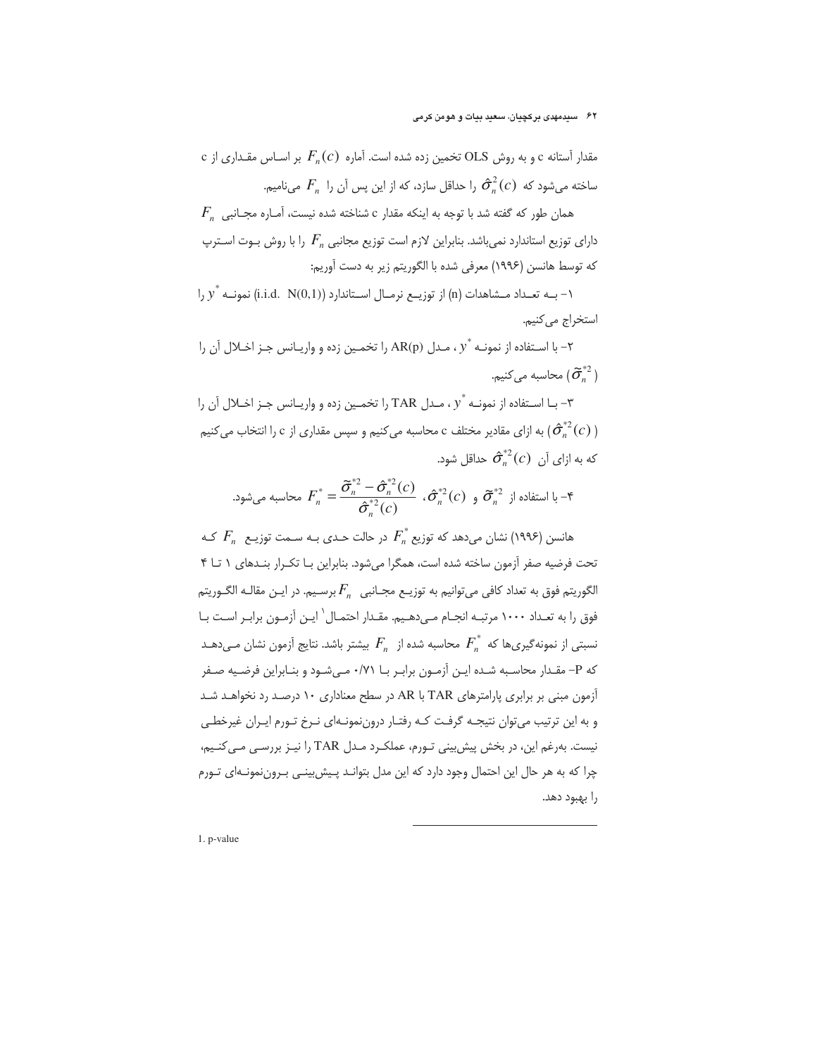مقدار آستانه c و به روش OLS تخمین زده شده است. آماره $F_n(c)$ بر اساس مقداری از c ساخته می‌شود که $\hat{\sigma}_n^2(c)$ را حداقل سازد، که از این پس آن را $F_n$ می‌نامیم.

همان طور که گفته شد با توجه به اینکه مقدار c شناخته شده نیست، آماره مجانبی $F_n$ دارای توزیع استاندارد نمی‌باشد. بنابراین لازم است توزیع مجانبی $F_n$ را با روش بوت استرپ که توسط هانسن (۱۹۹۶) معرفی شده با الگوریتم زیر به دست آوریم:

۱- به تعداد مشاهدات (n) از توزیع نرمال استاندارد (i.i.d. N(0,1)) نمونه $y^*$ را استخراج می‌کنیم.

۲- با استفاده از نمونه $y^*$، مدل AR(p) را تخمین زده و واریانس جز اخلال آن را ($\tilde{\sigma}_n^{*2}$) محاسبه می‌کنیم.

۳- با استفاده از نمونه $y^*$، مدل TAR را تخمین زده و واریانس جز اخلال آن را ($\hat{\sigma}_n^{*2}(c)$) به ازای مقادیر مختلف c محاسبه می‌کنیم و سپس مقداری از c را انتخاب می‌کنیم که به ازای آن $\hat{\sigma}_n^{*2}(c)$ حداقل شود.

۴- با استفاده از $\tilde{\sigma}_n^{*2}$ و $\hat{\sigma}_n^{*2}(c)$، $F_n^* = \dfrac{\tilde{\sigma}_n^{*2} - \hat{\sigma}_n^{*2}(c)}{\hat{\sigma}_n^{*2}(c)}$ محاسبه می‌شود.

هانسن (۱۹۹۶) نشان می‌دهد که توزیع $F_n^*$ در حالت حدی به سمت توزیع $F_n$ که تحت فرضیه صفر آزمون ساخته شده است، همگرا می‌شود. بنابراین با تکرار بندهای ۱ تا ۴ الگوریتم فوق به تعداد کافی می‌توانیم به توزیع مجانبی $F_n$ برسیم. در این مقاله الگوریتم فوق را به تعداد ۱۰۰۰ مرتبه انجام می‌دهیم. مقدار احتمال[1] این آزمون برابر است با نسبتی از نمونه‌گیری‌ها که $F_n^*$ محاسبه شده از $F_n$ بیشتر باشد. نتایج آزمون نشان می‌دهد که P- مقدار محاسبه شده این آزمون برابر با ۰/۷۱ می‌شود و بنابراین فرضیه صفر آزمون مبنی بر برابری پارامترهای TAR با AR در سطح معناداری ۱۰ درصد رد نخواهد شد و به این ترتیب می‌توان نتیجه گرفت که رفتار درون‌نمونه‌ای نرخ تورم ایران غیرخطی نیست. به‌رغم این، در بخش پیش‌بینی تورم، عملکرد مدل TAR را نیز بررسی می‌کنیم، چرا که به هر حال این احتمال وجود دارد که این مدل بتواند پیش‌بینی برون‌نمونه‌ای تورم را بهبود دهد.

---

1. p-value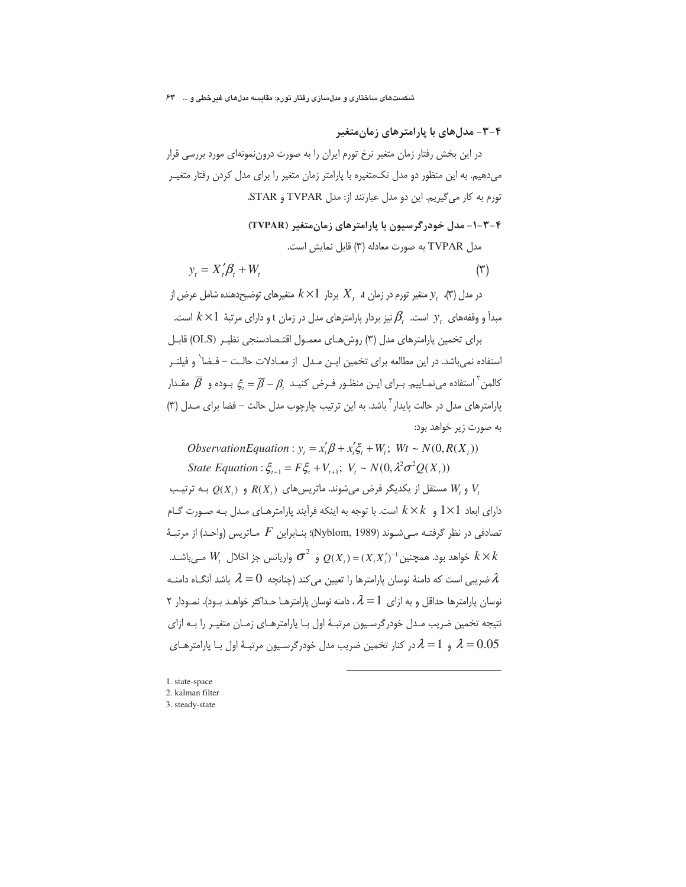## ۴-۳- مدل‌های با پارامترهای زمان‌متغیر

در این بخش رفتار زمان متغیر نرخ تورم ایران را به صورت درون‌نمونه‌ای مورد بررسی قرار می‌دهیم. به این منظور دو مدل تک‌متغیره با پارامتر زمان متغیر را برای مدل کردن رفتار متغیر تورم به کار می‌گیریم. این دو مدل عبارتند از: مدل TVPAR و STAR.

### ۴-۳-۱- مدل خودرگرسیون با پارامترهای زمان‌متغیر (TVPAR)

مدل TVPAR به صورت معادله (۳) قابل نمایش است.

$$y_t = X_t'\beta_t + W_t \qquad (۳)$$

در مدل (۳)، $y_t$ متغیر تورم در زمان t، $X_t$ بردار $k \times 1$ متغیرهای توضیح‌دهنده شامل عرض از مبدأ و وقفه‌های $y_t$ است. $\beta_t$ نیز بردار پارامترهای مدل در زمان t و دارای مرتبهٔ $k \times 1$ است.

برای تخمین پارامترهای مدل (۳) روش‌های معمول اقتصادسنجی نظیر (OLS) قابل استفاده نمی‌باشد. در این مطالعه برای تخمین این مدل از معادلات حالت – فضا[1] و فیلتر کالمن[2] استفاده می‌نماییم. برای این منظور فرض کنید $\xi_t = \overline{\beta} - \beta_t$ بوده و $\overline{\beta}$ مقدار پارامترهای مدل در حالت پایدار[3] باشد. به این ترتیب چارچوب مدل حالت – فضا برای مدل (۳) به صورت زیر خواهد بود:

$$Observation Equation: y_t = x_t'\beta + x_t'\xi_t + W_t;\ Wt \sim N(0, R(X_t))$$

$$State\ Equation: \xi_{t+1} = F\xi_t + V_{t+1};\ V_t \sim N(0, \lambda^2\sigma^2 Q(X_t))$$

$W_t$ و $V_t$ مستقل از یکدیگر فرض می‌شوند. ماتریس‌های $R(X_t)$ و $Q(X_t)$ به ترتیب دارای ابعاد $1 \times 1$ و $k \times k$ است. با توجه به اینکه فرآیند پارامترهای مدل به صورت گام تصادفی در نظر گرفته می‌شوند (Nyblom, 1989)؛ بنابراین $F$ ماتریس (واحد) از مرتبهٔ $k \times k$ خواهد بود. همچنین $Q(X_t) = (X_t X_t')^{-1}$ و $\sigma^2$ واریانس جز اخلال $W_t$ می‌باشد. $\lambda$ ضریبی است که دامنهٔ نوسان پارامترها را تعیین می‌کند (چنانچه $\lambda = 0$ باشد آنگاه دامنه نوسان پارامترها حداقل و به ازای $\lambda = 1$، دامنه نوسان پارامترها حداکثر خواهد بود). نمودار ۲ نتیجه تخمین ضریب مدل خودرگرسیون مرتبهٔ اول با پارامترهای زمان متغیر را به ازای $\lambda = 0.05$ و $\lambda = 1$ در کنار تخمین ضریب مدل خودرگرسیون مرتبهٔ اول با پارامترهای

---

1. state-space
2. kalman filter
3. steady-state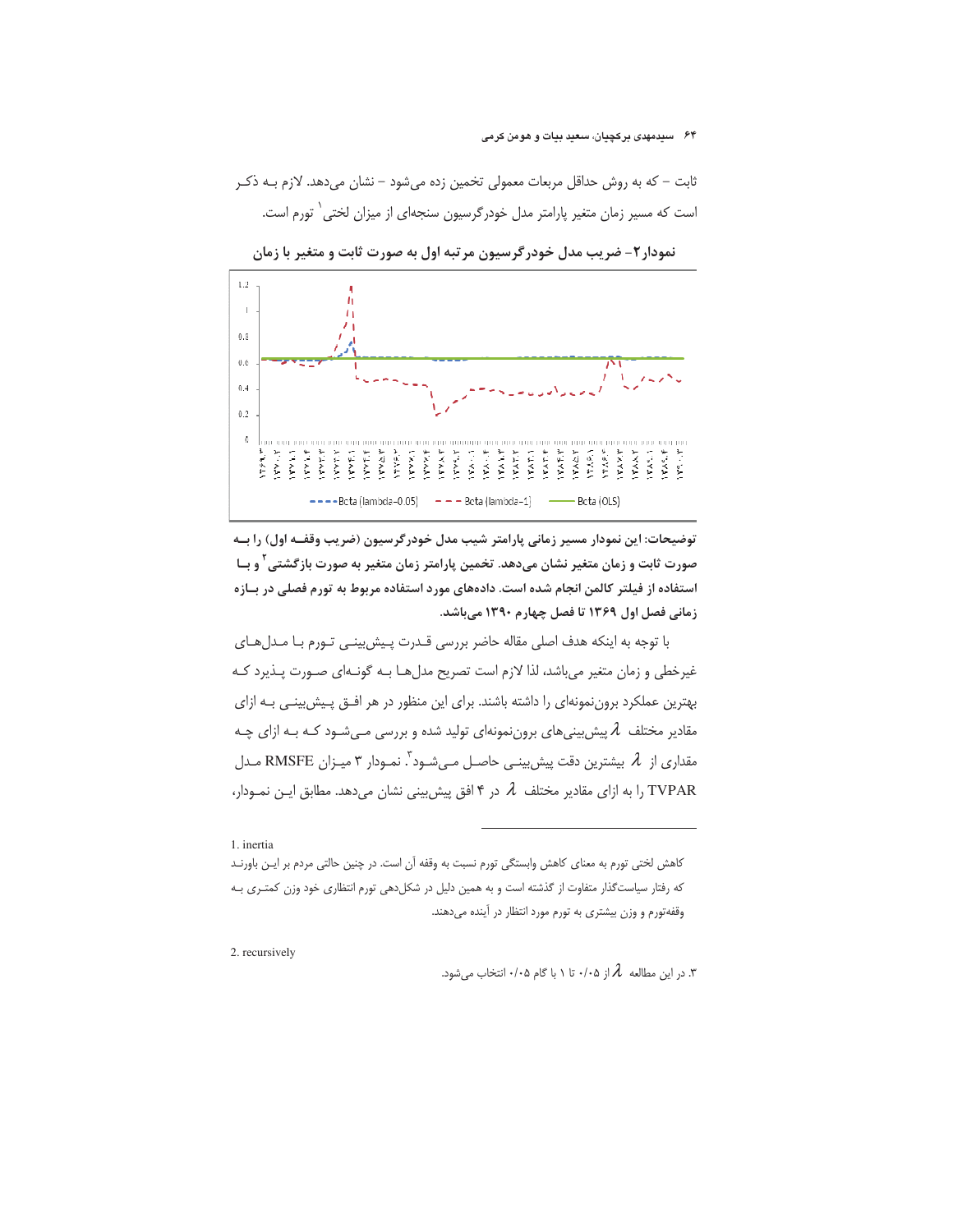ثابت – که به روش حداقل مربعات معمولی تخمین زده می‌شود – نشان می‌دهد. لازم بـه ذکـر است که مسیر زمان متغیر پارامتر مدل خودرگرسیون سنجه‌ای از میزان لختی[1] تورم است.

**نمودار۲– ضریب مدل خودرگرسیون مرتبه اول به صورت ثابت و متغیر با زمان**

**توضیحات: این نمودار مسیر زمانی پارامتر شیب مدل خودرگرسیون (ضریب وقفـه اول) را بـه صورت ثابت و زمان متغیر نشان می‌دهد. تخمین پارامتر زمان متغیر به صورت بازگشتی[2] و بـا استفاده از فیلتر کالمن انجام شده است. داده‌های مورد استفاده مربوط به تورم فصلی در بـازه زمانی فصل اول ۱۳۶۹ تا فصل چهارم ۱۳۹۰ می‌باشد.**

با توجه به اینکه هدف اصلی مقاله حاضر بررسی قـدرت پـیش‌بینـی تـورم بـا مـدل‌هـای غیرخطی و زمان متغیر می‌باشد، لذا لازم است تصریح مدل‌هـا بـه گونـه‌ای صـورت پـذیرد کـه بهترین عملکرد برون‌نمونه‌ای را داشته باشند. برای این منظور در هر افـق پـیش‌بینـی بـه ازای مقادیر مختلف $\lambda$ پیش‌بینی‌های برون‌نمونه‌ای تولید شده و بررسی مـی‌شـود کـه بـه ازای چـه مقداری از $\lambda$ بیشترین دقت پیش‌بینـی حاصـل مـی‌شـود[3]. نمـودار ۳ میـزان RMSFE مـدل TVPAR را به ازای مقادیر مختلف $\lambda$ در ۴ افق پیش‌بینی نشان می‌دهد. مطابق ایـن نمـودار،

---

1. inertia

کاهش لختی تورم به معنای کاهش وابستگی تورم نسبت به وقفه آن است. در چنین حالتی مردم بر ایـن باورنـد که رفتار سیاست‌گذار متفاوت از گذشته است و به همین دلیل در شکل‌دهی تورم انتظاری خود وزن کمتـری بـه وقفه‌تورم و وزن بیشتری به تورم مورد انتظار در آینده می‌دهند.

2. recursively

۳. در این مطالعه $\lambda$ از ۰/۰۵ تا ۱ با گام ۰/۰۵ انتخاب می‌شود.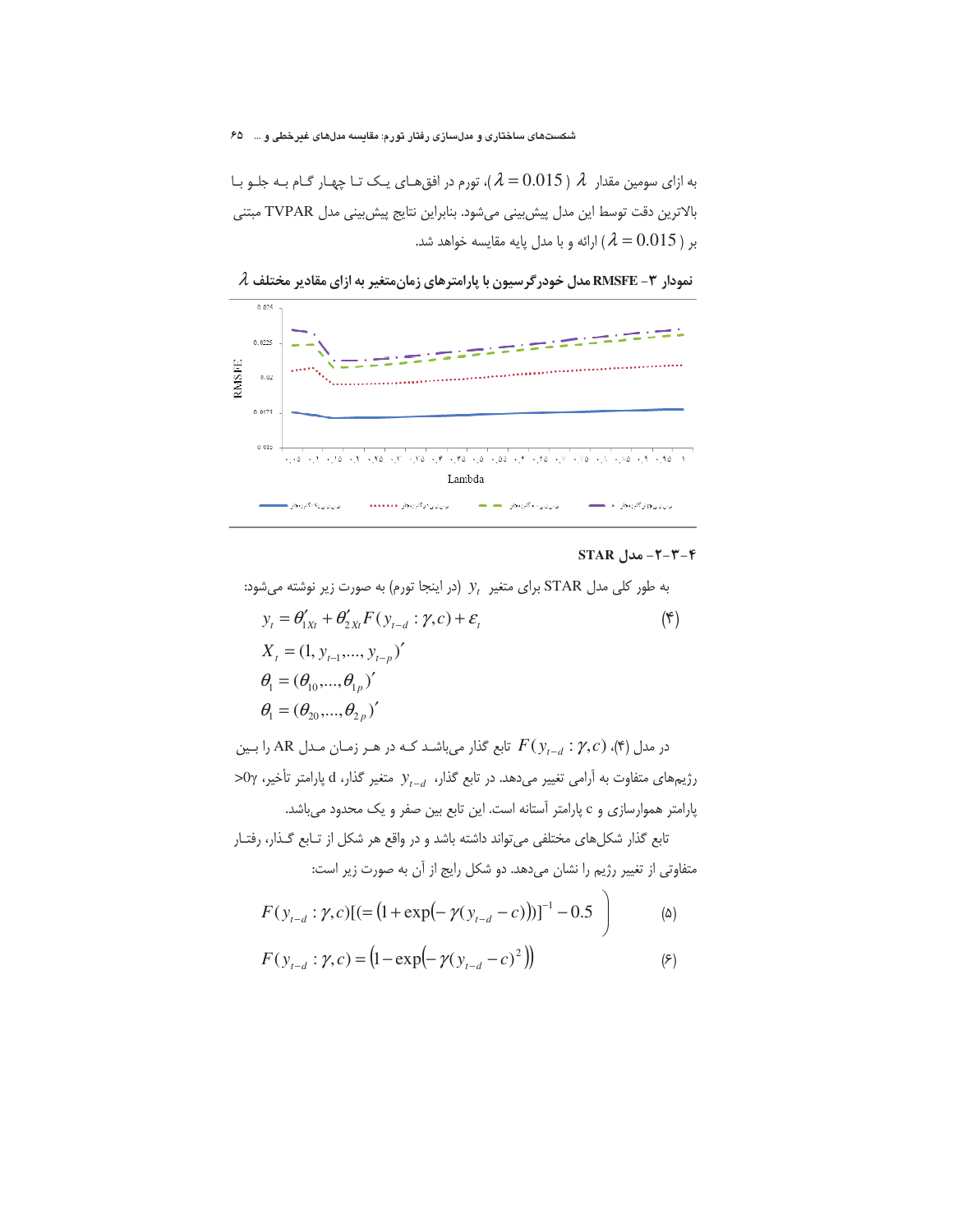به ازای سومین مقدار $\lambda$ ( $\lambda = 0.015$ )، تورم در افق‌های یک تا چهار گام به جلو با بالاترین دقت توسط این مدل پیش‌بینی می‌شود. بنابراین نتایج پیش‌بینی مدل TVPAR مبتنی بر ( $\lambda = 0.015$ ) ارائه و با مدل پایه مقایسه خواهد شد.

**نمودار ۳- RMSFE مدل خودرگرسیون با پارامترهای زمان‌متغیر به ازای مقادیر مختلف $\lambda$**

#### ۴-۳-۲- مدل STAR

به طور کلی مدل STAR برای متغیر $y_t$ (در اینجا تورم) به صورت زیر نوشته می‌شود:

$$y_t = \theta'_{1Xt} + \theta'_{2Xt} F(y_{t-d} : \gamma, c) + \varepsilon_t \qquad (۴)$$

$$X_t = (1, y_{t-1}, ..., y_{t-p})'$$

$$\theta_1 = (\theta_{10}, ..., \theta_{1p})'$$

$$\theta_1 = (\theta_{20}, ..., \theta_{2p})'$$

در مدل (۴)، $F(y_{t-d} : \gamma, c)$ تابع گذار می‌باشد که در هر زمان مدل AR را بین رژیم‌های متفاوت به آرامی تغییر می‌دهد. در تابع گذار، $y_{t-d}$ متغیر گذار، d پارامتر تأخیر، $\gamma>0$ پارامتر هموارسازی و c پارامتر آستانه است. این تابع بین صفر و یک محدود می‌باشد.

تابع گذار شکل‌های مختلفی می‌تواند داشته باشد و در واقع هر شکل از تابع گذار، رفتار متفاوتی از تغییر رژیم را نشان می‌دهد. دو شکل رایج از آن به صورت زیر است:

$$F(y_{t-d} : \gamma, c)[(= (1 + \exp(-\gamma(y_{t-d} - c)))]^{-1} - 0.5 \Big) \qquad (۵)$$

$$F(y_{t-d} : \gamma, c) = \left(1 - \exp\left(-\gamma(y_{t-d} - c)^2\right)\right) \qquad (۶)$$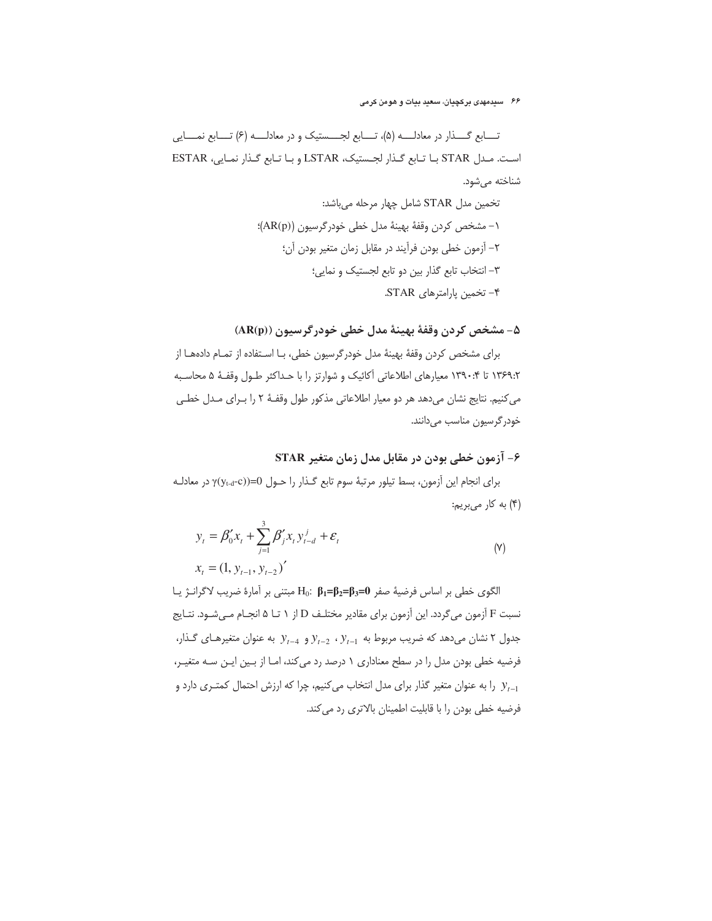تـــابع گـــذار در معادلـــه (۵)، تـــابع لجـــستیک و در معادلـــه (۶) تـــابع نمـــایی است. مـدل STAR بـا تـابع گـذار لجـستیک، LSTAR و بـا تـابع گـذار نمـایی، ESTAR شناخته می‌شود.

تخمین مدل STAR شامل چهار مرحله می‌باشد:

۱- مشخص کردن وقفهٔ بهینهٔ مدل خطی خودرگرسیون ((AR(p))؛

۲- آزمون خطی بودن فرآیند در مقابل زمان متغیر بودن آن؛

۳- انتخاب تابع گذار بین دو تابع لجستیک و نمایی؛

۴- تخمین پارامترهای STAR.

## ۵- مشخص کردن وقفهٔ بهینهٔ مدل خطی خودرگرسیون ((AR(p))

برای مشخص کردن وقفهٔ بهینهٔ مدل خودرگرسیون خطی، بـا اسـتفاده از تمـام داده‌هـا از ۱۳۶۹:۲ تا ۱۳۹۰:۴ معیارهای اطلاعاتی آکائیک و شوارتز را با حـداکثر طـول وقفـهٔ ۵ محاسـبه می‌کنیم. نتایج نشان می‌دهد هر دو معیار اطلاعاتی مذکور طول وقفـهٔ ۲ را بـرای مـدل خطـی خودرگرسیون مناسب می‌دانند.

## ۶- آزمون خطی بودن در مقابل مدل زمان متغیر STAR

برای انجام این آزمون، بسط تیلور مرتبهٔ سوم تابع گـذار را حـول $\gamma(y_{t-d}-c))=0$ در معادلـه (۴) به کار می‌بریم:

$$y_t = \beta_0' x_t + \sum_{j=1}^{3} \beta_j' x_t y_{t-d}^j + \varepsilon_t \tag{۷}$$

$$x_t = (1, y_{t-1}, y_{t-2})'$$

الگوی خطی بر اساس فرضیهٔ صفر $H_0$: $\boldsymbol{\beta_1=\beta_2=\beta_3=0}$ مبتنی بر آمارهٔ ضریب لاگرانـژ یـا نسبت F آزمون می‌گردد. این آزمون برای مقادیر مختلـف D از ۱ تـا ۵ انجـام مـی‌شـود. نتـایج جدول ۲ نشان می‌دهد که ضریب مربوط به $y_{t-1}$ ، $y_{t-2}$ و $y_{t-4}$ به عنوان متغیرهـای گـذار، فرضیه خطی بودن مدل را در سطح معناداری ۱ درصد رد می‌کند، امـا از بـین ایـن سـه متغیـر، $y_{t-1}$ را به عنوان متغیر گذار برای مدل انتخاب می‌کنیم، چرا که ارزش احتمال کمتـری دارد و فرضیه خطی بودن را با قابلیت اطمینان بالاتری رد می‌کند.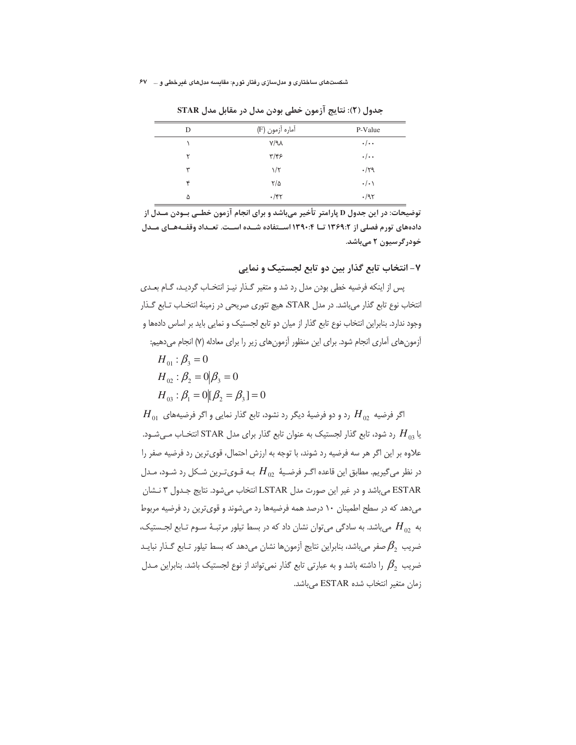**جدول (۲): نتایج آزمون خطی بودن مدل در مقابل مدل STAR**

| D | آماره آزمون (F) | P-Value |
|---|---|---|
| ۱ | ۷/۹۸ | ۰/۰۰ |
| ۲ | ۳/۴۶ | ۰/۰۰ |
| ۳ | ۱/۲ | ۰/۲۹ |
| ۴ | ۲/۵ | ۰/۰۱ |
| ۵ | ۰/۴۲ | ۰/۹۲ |

**توضیحات: در این جدول D پارامتر تأخیر می‌باشد و برای انجام آزمون خطـی بـودن مـدل از داده‌های تورم فصلی از ۱۳۶۹:۲ تـا ۱۳۹۰:۴ اسـتفاده شـده اسـت. تعـداد وقفـه‌هـای مـدل خودرگرسیون ۲ می‌باشد.**

## ۷- انتخاب تابع گذار بین دو تابع لجستیک و نمایی

پس از اینکه فرضیه خطی بودن مدل رد شد و متغیر گـذار نیـز انتخـاب گردیـد، گـام بعـدی انتخاب نوع تابع گذار می‌باشد. در مدل STAR، هیچ تئوری صریحی در زمینهٔ انتخـاب تـابع گـذار وجود ندارد. بنابراین انتخاب نوع تابع گذار از میان دو تابع لجستیک و نمایی باید بر اساس داده‌ها و آزمون‌های آماری انجام شود. برای این منظور آزمون‌های زیر را برای معادله (۷) انجام می‌دهیم:

$$H_{01}: \beta_3 = 0$$
$$H_{02}: \beta_2 = 0 | \beta_3 = 0$$
$$H_{03}: \beta_1 = 0 | [\beta_2 = \beta_3] = 0$$

اگر فرضیه $H_{02}$ رد و دو فرضیهٔ دیگر رد نشود، تابع گذار نمایی و اگر فرضیه‌های $H_{01}$ یا $H_{03}$ رد شود، تابع گذار لجستیک به عنوان تابع گذار برای مدل STAR انتخـاب مـی‌شـود. علاوه بر این اگر هر سه فرضیه رد شوند، با توجه به ارزش احتمال، قوی‌ترین رد فرضیه صفر را در نظر می‌گیریم. مطابق این قاعده اگـر فرضـیهٔ $H_{02}$ بـه قـوی‌تـرین شـکل رد شـود، مـدل ESTAR می‌باشد و در غیر این صورت مدل LSTAR انتخاب می‌شود. نتایج جـدول ۳ نـشان می‌دهد که در سطح اطمینان ۱۰ درصد همه فرضیه‌ها رد می‌شوند و قوی‌ترین رد فرضیه مربوط به $H_{02}$ می‌باشد. به سادگی می‌توان نشان داد که در بسط تیلور مرتبـهٔ سـوم تـابع لجـستیک، ضریب $\beta_2$ صفر می‌باشد، بنابراین نتایج آزمون‌ها نشان می‌دهد که بسط تیلور تـابع گـذار نبایـد ضریب $\beta_2$ را داشته باشد و به عبارتی تابع گذار نمی‌تواند از نوع لجستیک باشد. بنابراین مـدل زمان متغیر انتخاب شده ESTAR می‌باشد.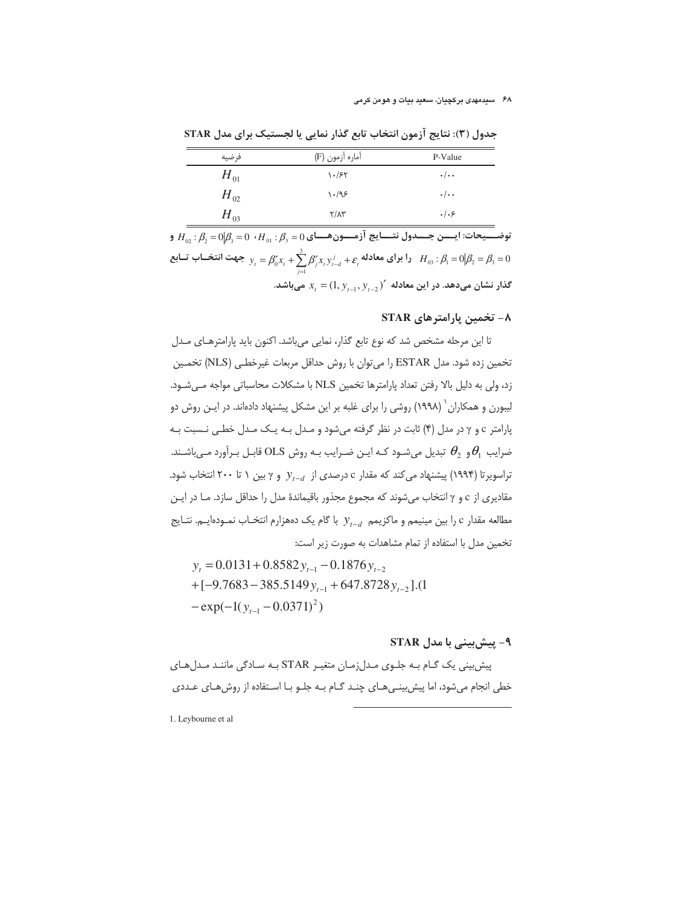**جدول (۳): نتایج آزمون انتخاب تابع گذار نمایی یا لجستیک برای مدل STAR**

| فرضیه | آماره آزمون (F) | P-Value |
|---|---|---|
| $H_{01}$ | ۱۰/۶۲ | ۰/۰۰ |
| $H_{02}$ | ۱۰/۹۶ | ۰/۰۰ |
| $H_{03}$ | ۲/۸۳ | ۰/۰۶ |

**توضیحات: این جدول نتایج آزمون‌های** $H_{01}: \beta_3 = 0$ ، $H_{02}: \beta_2 = 0 | \beta_3 = 0$ **و** $H_{03}: \beta_1 = 0 | \beta_2 = \beta_3 = 0$ **را برای معادله** $y_t = \beta_0' x_t + \sum_{j=1}^{3} \beta_j' x_t y_{t-d}^j + \varepsilon_t$ **جهت انتخاب تابع گذار نشان می‌دهد. در این معادله** $x_t = (1, y_{t-1}, y_{t-2})'$ **می‌باشد.**

## ۸- تخمین پارامترهای STAR

تا این مرحله مشخص شد که نوع تابع گذار، نمایی می‌باشد. اکنون باید پارامترهای مدل تخمین زده شود. مدل ESTAR را می‌توان با روش حداقل مربعات غیرخطی (NLS) تخمین زد، ولی به دلیل بالا رفتن تعداد پارامترها تخمین NLS با مشکلات محاسباتی مواجه می‌شود. لیبورن و همکاران[1] (۱۹۹۸) روشی را برای غلبه بر این مشکل پیشنهاد داده‌اند. در این روش دو پارامتر c و γ در مدل (۴) ثابت در نظر گرفته می‌شود و مدل به یک مدل خطی نسبت به ضرایب $\theta_1$ و $\theta_2$ تبدیل می‌شود که این ضرایب به روش OLS قابل برآورد می‌باشند. تراسویرتا (۱۹۹۴) پیشنهاد می‌کند که مقدار c درصدی از $y_{t-d}$ و γ بین ۱ تا ۲۰۰ انتخاب شود. مقادیری از c و γ انتخاب می‌شوند که مجموع مجذور باقیماندهٔ مدل را حداقل سازد. ما در این مطالعه مقدار c را بین مینیمم و ماکزیمم $y_{t-d}$ با گام یک ده‌هزارم انتخاب نموده‌ایم. نتایج تخمین مدل با استفاده از تمام مشاهدات به صورت زیر است:

$$
\begin{aligned}
y_t &= 0.0131 + 0.8582 y_{t-1} - 0.1876 y_{t-2} \\
&+ [-9.7683 - 385.5149 y_{t-1} + 647.8728 y_{t-2}].(1 \\
&- \exp(-1(y_{t-1} - 0.0371)^2)
\end{aligned}
$$

## ۹- پیش‌بینی با مدل STAR

پیش‌بینی یک گام به جلوی مدل‌زمان متغیر STAR به سادگی مانند مدل‌های خطی انجام می‌شود، اما پیش‌بینی‌های چند گام به جلو با استفاده از روش‌های عددی

---

1. Leybourne et al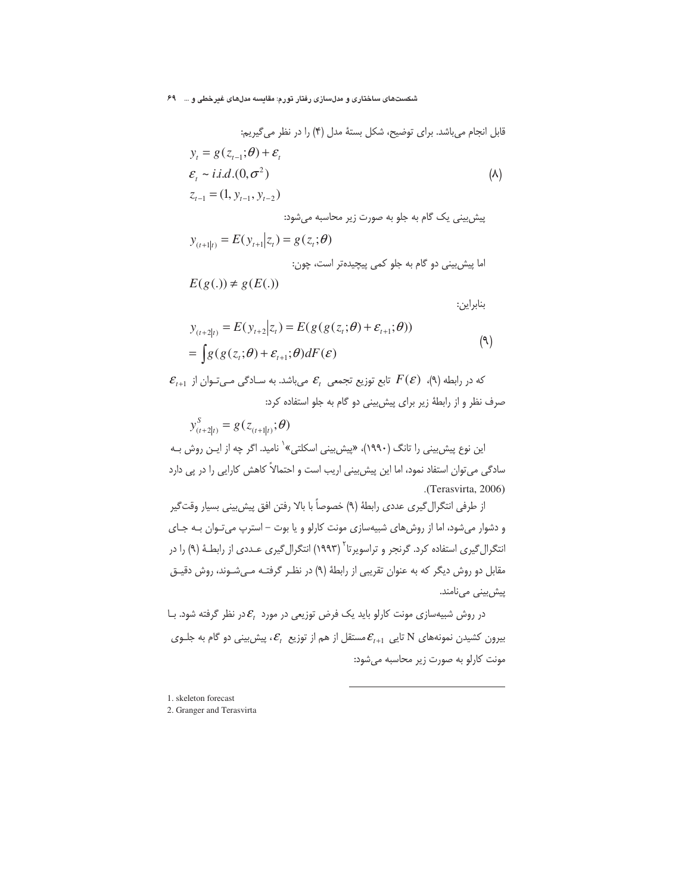قابل انجام می‌باشد. برای توضیح، شکل بستهٔ مدل (۴) را در نظر می‌گیریم:

$$
\begin{aligned}
& y_t = g(z_{t-1};\theta) + \varepsilon_t \\
& \varepsilon_t \sim i.i.d.(0,\sigma^2) \\
& z_{t-1} = (1, y_{t-1}, y_{t-2})
\end{aligned} \tag{8}
$$

پیش‌بینی یک گام به جلو به صورت زیر محاسبه می‌شود:

$$y_{(t+1|t)} = E(y_{t+1}|z_t) = g(z_t;\theta)$$

اما پیش‌بینی دو گام به جلو کمی پیچیده‌تر است، چون:

$$E(g(.)) \neq g(E(.))$$

بنابراین:

$$
\begin{aligned}
y_{(t+2|t)} &= E(y_{t+2}|z_t) = E(g(g(z_t;\theta)+\varepsilon_{t+1};\theta)) \\
&= \int g(g(z_t;\theta)+\varepsilon_{t+1};\theta)dF(\varepsilon)
\end{aligned} \tag{9}
$$

که در رابطه (۹)، $F(\varepsilon)$ تابع توزیع تجمعی $\varepsilon_t$ می‌باشد. به سادگی می‌توان از $\varepsilon_{t+1}$ صرف نظر و از رابطهٔ زیر برای پیش‌بینی دو گام به جلو استفاده کرد:

$$y^S_{(t+2|t)} = g(z_{(t+1|t)};\theta)$$

این نوع پیش‌بینی را تانگ (۱۹۹۰)، «پیش‌بینی اسکلتی»[1] نامید. اگر چه از این روش به سادگی می‌توان استفاده نمود، اما این پیش‌بینی اریب است و احتمالاً کاهش کارایی را در پی دارد (Terasvirta, 2006).

از طرفی انتگرال‌گیری عددی رابطهٔ (۹) خصوصاً با بالا رفتن افق پیش‌بینی بسیار وقت‌گیر و دشوار می‌شود، اما از روش‌های شبیه‌سازی مونت کارلو و یا بوت – استرپ می‌توان به جای انتگرال‌گیری استفاده کرد. گرنجر و تراسویرتا[2] (۱۹۹۳) انتگرال‌گیری عددی از رابطهٔ (۹) را در مقابل دو روش دیگر که به عنوان تقریبی از رابطهٔ (۹) در نظر گرفته می‌شوند، روش دقیق پیش‌بینی می‌نامند.

در روش شبیه‌سازی مونت کارلو باید یک فرض توزیعی در مورد $\varepsilon_t$ در نظر گرفته شود. با بیرون کشیدن نمونه‌های N تایی $\varepsilon_{t+1}$ مستقل از هم از توزیع $\varepsilon_t$، پیش‌بینی دو گام به جلوی مونت کارلو به صورت زیر محاسبه می‌شود:

---

1. skeleton forecast
2. Granger and Terasvirta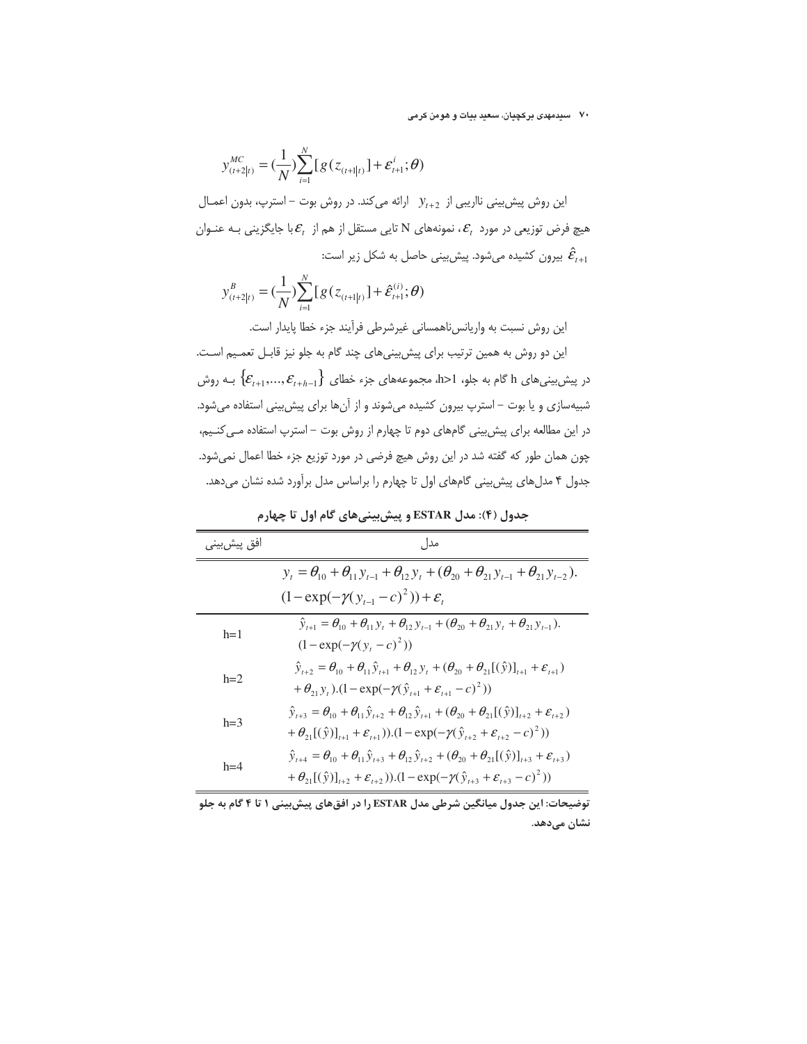$$y^{MC}_{(t+2|t)} = (\frac{1}{N})\sum_{i=1}^{N}[g(z_{(t+1|t)}] + \varepsilon^{i}_{t+1};\theta)$$

این روش پیش‌بینی نااریبی از $y_{t+2}$ ارائه می‌کند. در روش بوت – استرپ، بدون اعمال هیچ فرض توزیعی در مورد $\varepsilon_t$، نمونه‌های N تایی مستقل از هم از $\varepsilon_t$ با جایگزینی به عنوان $\hat{\varepsilon}_{t+1}$ بیرون کشیده می‌شود. پیش‌بینی حاصل به شکل زیر است:

$$y^{B}_{(t+2|t)} = (\frac{1}{N})\sum_{i=1}^{N}[g(z_{(t+1|t)}] + \hat{\varepsilon}^{(i)}_{t+1};\theta)$$

این روش نسبت به واریانس‌ناهمسانی غیرشرطی فرآیند جزء خطا پایدار است.

این دو روش به همین ترتیب برای پیش‌بینی‌های چند گام به جلو نیز قابل تعمیم است. در پیش‌بینی‌های h گام به جلو، h>1، مجموعه‌های جزء خطای $\{\varepsilon_{t+1},...,\varepsilon_{t+h-1}\}$ به روش شبیه‌سازی و یا بوت – استرپ بیرون کشیده می‌شوند و از آن‌ها برای پیش‌بینی استفاده می‌شود. در این مطالعه برای پیش‌بینی گام‌های دوم تا چهارم از روش بوت – استرپ استفاده می‌کنیم، چون همان طور که گفته شد در این روش هیچ فرضی در مورد توزیع جزء خطا اعمال نمی‌شود. جدول ۴ مدل‌های پیش‌بینی گام‌های اول تا چهارم را براساس مدل برآورد شده نشان می‌دهد.

**جدول (۴): مدل ESTAR و پیش‌بینی‌های گام اول تا چهارم**

| افق پیش‌بینی | مدل |
|---|---|
| | $y_t = \theta_{10} + \theta_{11} y_{t-1} + \theta_{12} y_t + (\theta_{20} + \theta_{21} y_{t-1} + \theta_{21} y_{t-2}).(1-\exp(-\gamma(y_{t-1}-c)^2)) + \varepsilon_t$ |
| h=1 | $\hat{y}_{t+1} = \theta_{10} + \theta_{11} y_t + \theta_{12} y_{t-1} + (\theta_{20} + \theta_{21} y_t + \theta_{21} y_{t-1}).(1-\exp(-\gamma(y_t - c)^2))$ |
| h=2 | $\hat{y}_{t+2} = \theta_{10} + \theta_{11}\hat{y}_{t+1} + \theta_{12} y_t + (\theta_{20} + \theta_{21}[(\hat{y})]_{t+1} + \varepsilon_{t+1}) + \theta_{21} y_t).(1-\exp(-\gamma(\hat{y}_{t+1} + \varepsilon_{t+1} - c)^2))$ |
| h=3 | $\hat{y}_{t+3} = \theta_{10} + \theta_{11}\hat{y}_{t+2} + \theta_{12}\hat{y}_{t+1} + (\theta_{20} + \theta_{21}[(\hat{y})]_{t+2} + \varepsilon_{t+2}) + \theta_{21}[(\hat{y})]_{t+1} + \varepsilon_{t+1})).(1-\exp(-\gamma(\hat{y}_{t+2} + \varepsilon_{t+2} - c)^2))$ |
| h=4 | $\hat{y}_{t+4} = \theta_{10} + \theta_{11}\hat{y}_{t+3} + \theta_{12}\hat{y}_{t+2} + (\theta_{20} + \theta_{21}[(\hat{y})]_{t+3} + \varepsilon_{t+3}) + \theta_{21}[(\hat{y})]_{t+2} + \varepsilon_{t+2})).(1-\exp(-\gamma(\hat{y}_{t+3} + \varepsilon_{t+3} - c)^2))$ |

**توضیحات: این جدول میانگین شرطی مدل ESTAR را در افق‌های پیش‌بینی ۱ تا ۴ گام به جلو نشان می‌دهد.**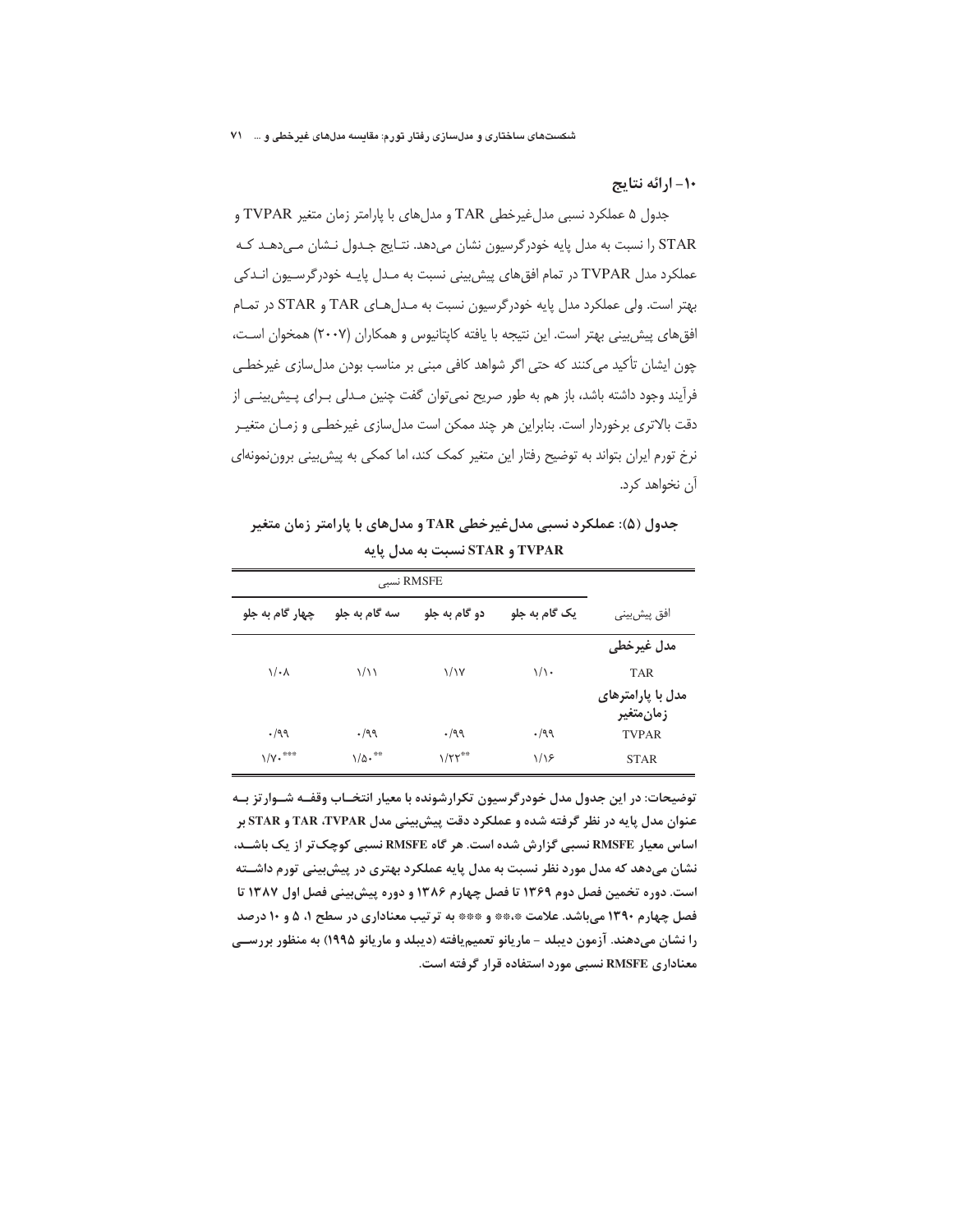## ۱۰- ارائه نتایج

جدول ۵ عملکرد نسبی مدل‌غیرخطی TAR و مدل‌های با پارامتر زمان متغیر TVPAR و STAR را نسبت به مدل پایه خودرگرسیون نشان می‌دهد. نتایج جدول نشان می‌دهد که عملکرد مدل TVPAR در تمام افق‌های پیش‌بینی نسبت به مدل پایه خودرگرسیون اندکی بهتر است. ولی عملکرد مدل پایه خودرگرسیون نسبت به مدل‌های TAR و STAR در تمام افق‌های پیش‌بینی بهتر است. این نتیجه با یافته کاپتانیوس و همکاران (۲۰۰۷) همخوان است، چون ایشان تأکید می‌کنند که حتی اگر شواهد کافی مبنی بر مناسب بودن مدل‌سازی غیرخطی فرآیند وجود داشته باشد، باز هم به طور صریح نمی‌توان گفت چنین مدلی برای پیش‌بینی از دقت بالاتری برخوردار است. بنابراین هر چند ممکن است مدل‌سازی غیرخطی و زمان متغیر نرخ تورم ایران بتواند به توضیح رفتار این متغیر کمک کند، اما کمکی به پیش‌بینی برون‌نمونه‌ای آن نخواهد کرد.

**جدول (۵): عملکرد نسبی مدل‌غیرخطی TAR و مدل‌های با پارامتر زمان متغیر TVPAR و STAR نسبت به مدل پایه**

| افق پیش‌بینی | RMSFE نسبی | | | |
|---|---|---|---|---|
| | یک گام به جلو | دو گام به جلو | سه گام به جلو | چهار گام به جلو |
| **مدل غیرخطی** | | | | |
| TAR | ۱/۱۰ | ۱/۱۷ | ۱/۱۱ | ۱/۰۸ |
| **مدل با پارامترهای زمان‌متغیر** | | | | |
| TVPAR | ۰/۹۹ | ۰/۹۹ | ۰/۹۹ | ۰/۹۹ |
| STAR | ۱/۱۶ | ۱/۲۲** | ۱/۵۰** | ۱/۷۰*** |

**توضیحات: در این جدول مدل خودرگرسیون تکرارشونده با معیار انتخاب وقفه شوارتز به عنوان مدل پایه در نظر گرفته شده و عملکرد دقت پیش‌بینی مدل TVPAR، TAR و STAR بر اساس معیار RMSFE نسبی گزارش شده است. هر گاه RMSFE نسبی کوچک‌تر از یک باشد، نشان می‌دهد که مدل مورد نظر نسبت به مدل پایه عملکرد بهتری در پیش‌بینی تورم داشته است. دوره تخمین فصل دوم ۱۳۶۹ تا فصل چهارم ۱۳۸۶ و دوره پیش‌بینی فصل اول ۱۳۸۷ تا فصل چهارم ۱۳۹۰ می‌باشد. علامت *،** و *** به ترتیب معناداری در سطح ۱، ۵ و ۱۰ درصد را نشان می‌دهند. آزمون دیبلد - ماریانو تعمیم‌یافته (دیبلد و ماریانو ۱۹۹۵) به منظور بررسی معناداری RMSFE نسبی مورد استفاده قرار گرفته است.**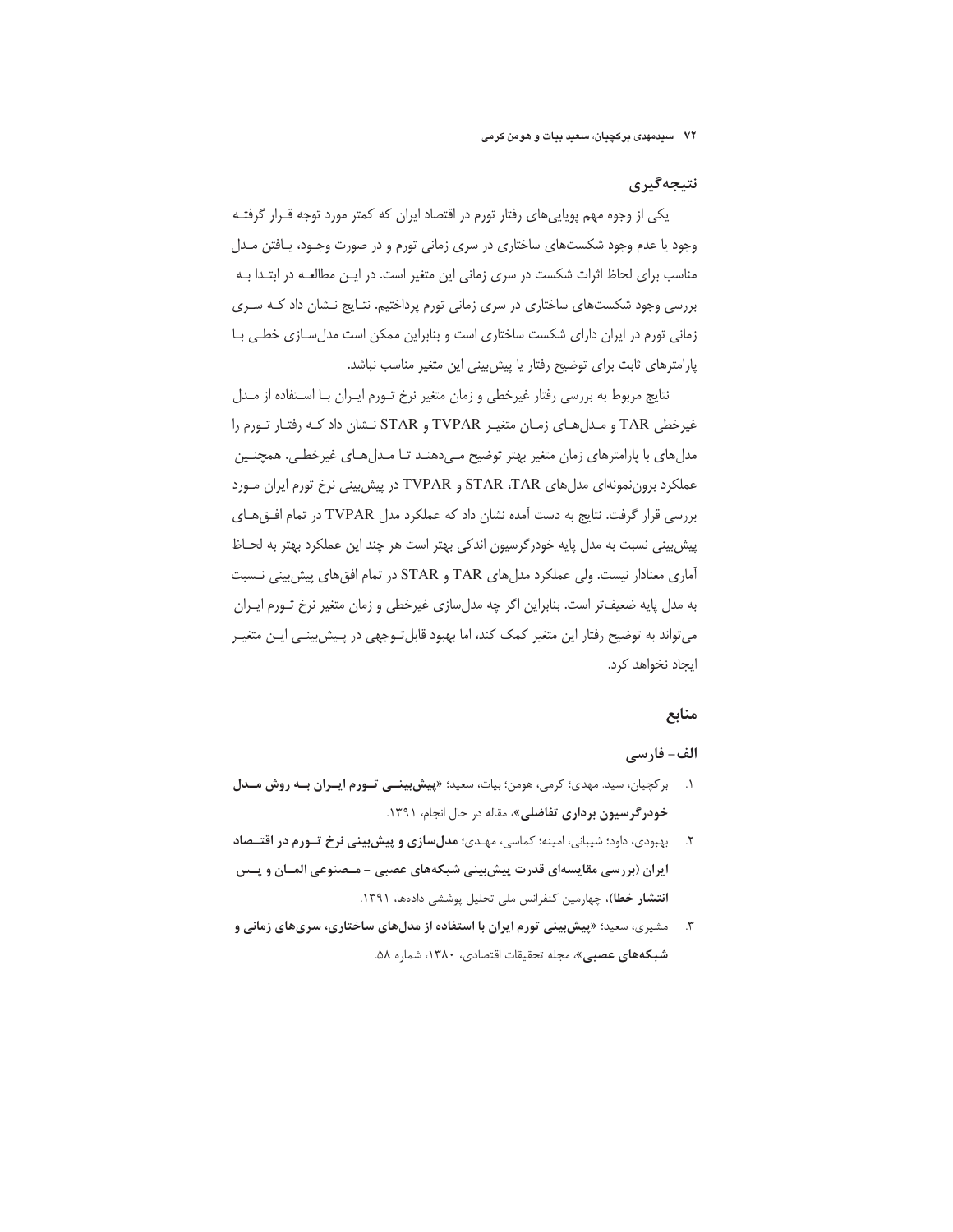## نتیجه‌گیری

یکی از وجوه مهم پویایی‌های رفتار تورم در اقتصاد ایران که کمتر مورد توجه قرار گرفته وجود یا عدم وجود شکست‌های ساختاری در سری زمانی تورم و در صورت وجود، یافتن مدل مناسب برای لحاظ اثرات شکست در سری زمانی این متغیر است. در این مطالعه در ابتدا به بررسی وجود شکست‌های ساختاری در سری زمانی تورم پرداختیم. نتایج نشان داد که سری زمانی تورم در ایران دارای شکست ساختاری است و بنابراین ممکن است مدل‌سازی خطی با پارامترهای ثابت برای توضیح رفتار یا پیش‌بینی این متغیر مناسب نباشد.

نتایج مربوط به بررسی رفتار غیرخطی و زمان متغیر نرخ تورم ایران با استفاده از مدل غیرخطی TAR و مدل‌های زمان متغیر TVPAR و STAR نشان داد که رفتار تورم را مدل‌های با پارامترهای زمان متغیر بهتر توضیح می‌دهند تا مدل‌های غیرخطی. همچنین عملکرد برون‌نمونه‌ای مدل‌های TAR، STAR و TVPAR در پیش‌بینی نرخ تورم ایران مورد بررسی قرار گرفت. نتایج به دست آمده نشان داد که عملکرد مدل TVPAR در تمام افق‌های پیش‌بینی نسبت به مدل پایه خودرگرسیون اندکی بهتر است هر چند این عملکرد بهتر به لحاظ آماری معنادار نیست. ولی عملکرد مدل‌های TAR و STAR در تمام افق‌های پیش‌بینی نسبت به مدل پایه ضعیف‌تر است. بنابراین اگر چه مدل‌سازی غیرخطی و زمان متغیر نرخ تورم ایران می‌تواند به توضیح رفتار این متغیر کمک کند، اما بهبود قابل‌توجهی در پیش‌بینی این متغیر ایجاد نخواهد کرد.

## منابع

### الف- فارسی

۱. برکچیان، سید. مهدی؛ کرمی، هومن؛ بیات، سعید؛ «**پیش‌بینی تورم ایران به روش مدل خودرگرسیون برداری تفاضلی**»، مقاله در حال انجام، ۱۳۹۱.

۲. بهبودی، داود؛ شیبانی، امینه؛ کماسی، مهدی؛ **مدل‌سازی و پیش‌بینی نرخ تورم در اقتصاد ایران (بررسی مقایسه‌ای قدرت پیش‌بینی شبکه‌های عصبی - مصنوعی المان و پس انتشار خطا)**، چهارمین کنفرانس ملی تحلیل پوششی داده‌ها، ۱۳۹۱.

۳. مشیری، سعید؛ «**پیش‌بینی تورم ایران با استفاده از مدل‌های ساختاری، سری‌های زمانی و شبکه‌های عصبی**»، مجله تحقیقات اقتصادی، ۱۳۸۰، شماره ۵۸.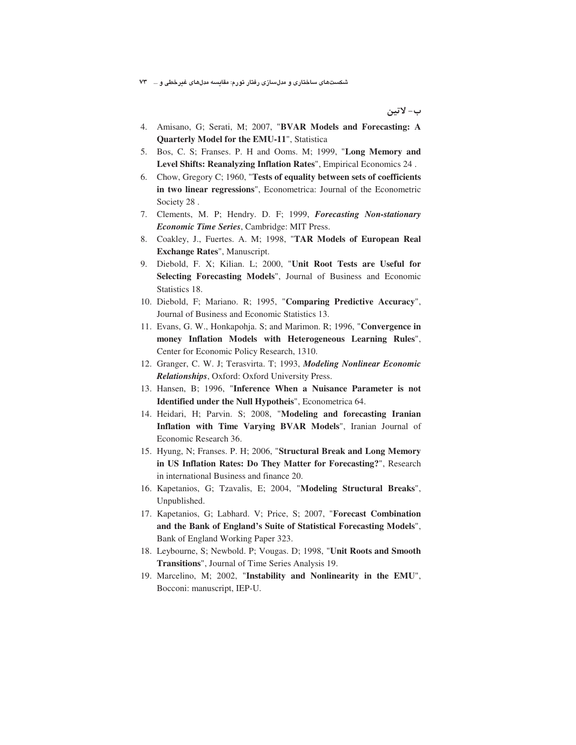## ب- لاتین

4. Amisano, G; Serati, M; 2007, "**BVAR Models and Forecasting: A Quarterly Model for the EMU-11**", Statistica
5. Bos, C. S; Franses. P. H and Ooms. M; 1999, "**Long Memory and Level Shifts: Reanalyzing Inflation Rates**", Empirical Economics 24 .
6. Chow, Gregory C; 1960, "**Tests of equality between sets of coefficients in two linear regressions**", Econometrica: Journal of the Econometric Society 28 .
7. Clements, M. P; Hendry. D. F; 1999, ***Forecasting Non-stationary Economic Time Series***, Cambridge: MIT Press.
8. Coakley, J., Fuertes. A. M; 1998, "**TAR Models of European Real Exchange Rates**", Manuscript.
9. Diebold, F. X; Kilian. L; 2000, "**Unit Root Tests are Useful for Selecting Forecasting Models**", Journal of Business and Economic Statistics 18.
10. Diebold, F; Mariano. R; 1995, "**Comparing Predictive Accuracy**", Journal of Business and Economic Statistics 13.
11. Evans, G. W., Honkapohja. S; and Marimon. R; 1996, "**Convergence in money Inflation Models with Heterogeneous Learning Rules**", Center for Economic Policy Research, 1310.
12. Granger, C. W. J; Terasvirta. T; 1993, ***Modeling Nonlinear Economic Relationships***, Oxford: Oxford University Press.
13. Hansen, B; 1996, "**Inference When a Nuisance Parameter is not Identified under the Null Hypotheis**", Econometrica 64.
14. Heidari, H; Parvin. S; 2008, "**Modeling and forecasting Iranian Inflation with Time Varying BVAR Models**", Iranian Journal of Economic Research 36.
15. Hyung, N; Franses. P. H; 2006, "**Structural Break and Long Memory in US Inflation Rates: Do They Matter for Forecasting?**", Research in international Business and finance 20.
16. Kapetanios, G; Tzavalis, E; 2004, "**Modeling Structural Breaks**", Unpublished.
17. Kapetanios, G; Labhard. V; Price, S; 2007, "**Forecast Combination and the Bank of England's Suite of Statistical Forecasting Models**", Bank of England Working Paper 323.
18. Leybourne, S; Newbold. P; Vougas. D; 1998, "**Unit Roots and Smooth Transitions**", Journal of Time Series Analysis 19.
19. Marcelino, M; 2002, "**Instability and Nonlinearity in the EMU**", Bocconi: manuscript, IEP-U.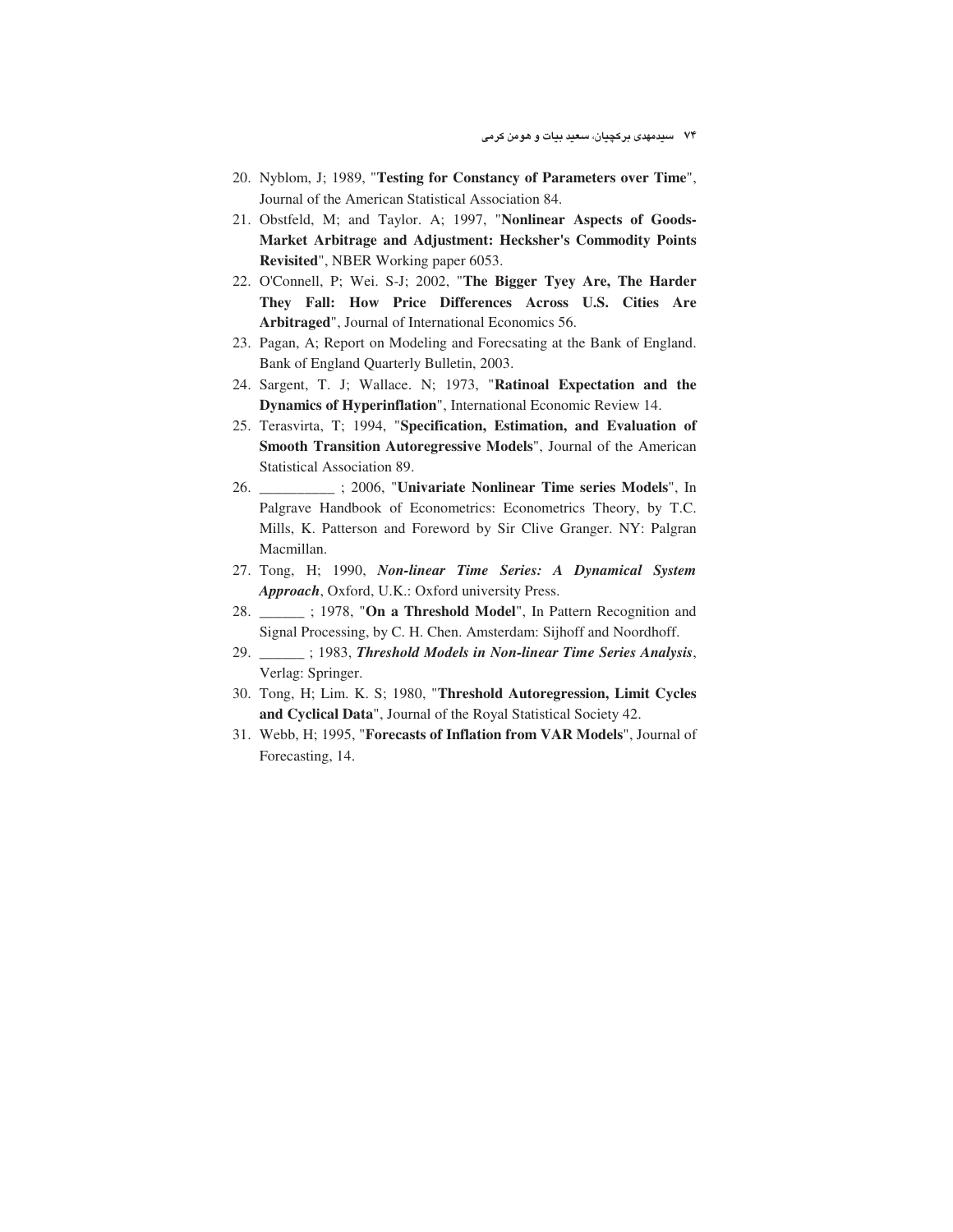20. Nyblom, J; 1989, "**Testing for Constancy of Parameters over Time**", Journal of the American Statistical Association 84.
21. Obstfeld, M; and Taylor. A; 1997, "**Nonlinear Aspects of Goods-Market Arbitrage and Adjustment: Hecksher's Commodity Points Revisited**", NBER Working paper 6053.
22. O'Connell, P; Wei. S-J; 2002, "**The Bigger Tyey Are, The Harder They Fall: How Price Differences Across U.S. Cities Are Arbitraged**", Journal of International Economics 56.
23. Pagan, A; Report on Modeling and Forecsating at the Bank of England. Bank of England Quarterly Bulletin, 2003.
24. Sargent, T. J; Wallace. N; 1973, "**Ratinoal Expectation and the Dynamics of Hyperinflation**", International Economic Review 14.
25. Terasvirta, T; 1994, "**Specification, Estimation, and Evaluation of Smooth Transition Autoregressive Models**", Journal of the American Statistical Association 89.
26. __________ ; 2006, "**Univariate Nonlinear Time series Models**", In Palgrave Handbook of Econometrics: Econometrics Theory, by T.C. Mills, K. Patterson and Foreword by Sir Clive Granger. NY: Palgran Macmillan.
27. Tong, H; 1990, ***Non-linear Time Series: A Dynamical System Approach***, Oxford, U.K.: Oxford university Press.
28. ______ ; 1978, "**On a Threshold Model**", In Pattern Recognition and Signal Processing, by C. H. Chen. Amsterdam: Sijhoff and Noordhoff.
29. ______ ; 1983, ***Threshold Models in Non-linear Time Series Analysis***, Verlag: Springer.
30. Tong, H; Lim. K. S; 1980, "**Threshold Autoregression, Limit Cycles and Cyclical Data**", Journal of the Royal Statistical Society 42.
31. Webb, H; 1995, "**Forecasts of Inflation from VAR Models**", Journal of Forecasting, 14.